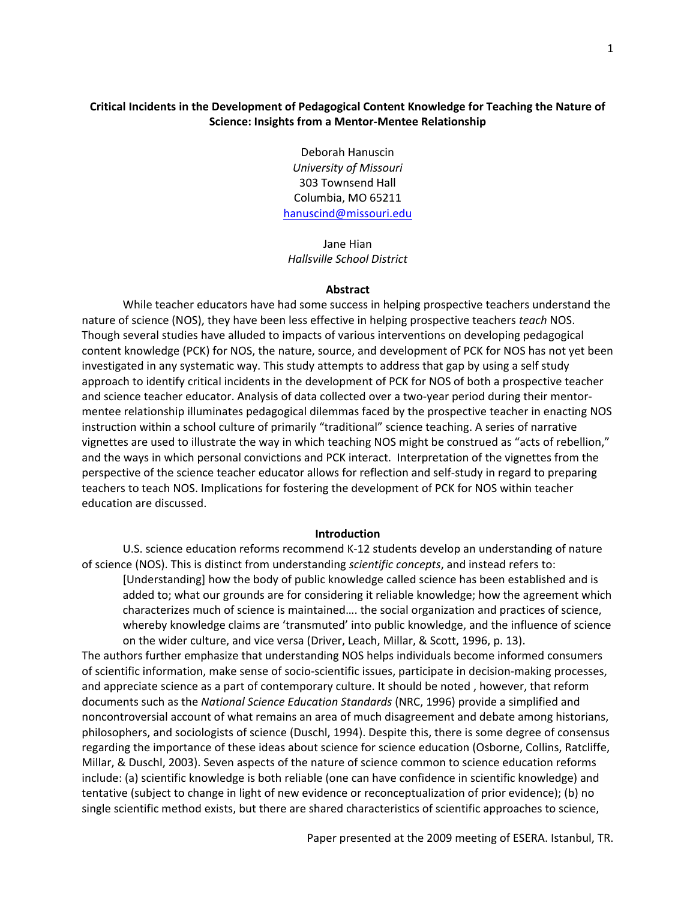# Critical Incidents in the Development of Pedagogical Content Knowledge for Teaching the Nature of Science: Insights from a Mentor-Mentee Relationship

Deborah Hanuscin
*University of Missouri*
303 Townsend Hall
Columbia, MO 65211
hanuscind@missouri.edu

Jane Hian
*Hallsville School District*

## Abstract

While teacher educators have had some success in helping prospective teachers understand the nature of science (NOS), they have been less effective in helping prospective teachers *teach* NOS. Though several studies have alluded to impacts of various interventions on developing pedagogical content knowledge (PCK) for NOS, the nature, source, and development of PCK for NOS has not yet been investigated in any systematic way. This study attempts to address that gap by using a self study approach to identify critical incidents in the development of PCK for NOS of both a prospective teacher and science teacher educator. Analysis of data collected over a two-year period during their mentor-mentee relationship illuminates pedagogical dilemmas faced by the prospective teacher in enacting NOS instruction within a school culture of primarily "traditional" science teaching. A series of narrative vignettes are used to illustrate the way in which teaching NOS might be construed as "acts of rebellion," and the ways in which personal convictions and PCK interact. Interpretation of the vignettes from the perspective of the science teacher educator allows for reflection and self-study in regard to preparing teachers to teach NOS. Implications for fostering the development of PCK for NOS within teacher education are discussed.

## Introduction

U.S. science education reforms recommend K-12 students develop an understanding of nature of science (NOS). This is distinct from understanding *scientific concepts*, and instead refers to:

> [Understanding] how the body of public knowledge called science has been established and is added to; what our grounds are for considering it reliable knowledge; how the agreement which characterizes much of science is maintained…. the social organization and practices of science, whereby knowledge claims are 'transmuted' into public knowledge, and the influence of science on the wider culture, and vice versa (Driver, Leach, Millar, & Scott, 1996, p. 13).

The authors further emphasize that understanding NOS helps individuals become informed consumers of scientific information, make sense of socio-scientific issues, participate in decision-making processes, and appreciate science as a part of contemporary culture. It should be noted , however, that reform documents such as the *National Science Education Standards* (NRC, 1996) provide a simplified and noncontroversial account of what remains an area of much disagreement and debate among historians, philosophers, and sociologists of science (Duschl, 1994). Despite this, there is some degree of consensus regarding the importance of these ideas about science for science education (Osborne, Collins, Ratcliffe, Millar, & Duschl, 2003). Seven aspects of the nature of science common to science education reforms include: (a) scientific knowledge is both reliable (one can have confidence in scientific knowledge) and tentative (subject to change in light of new evidence or reconceptualization of prior evidence); (b) no single scientific method exists, but there are shared characteristics of scientific approaches to science,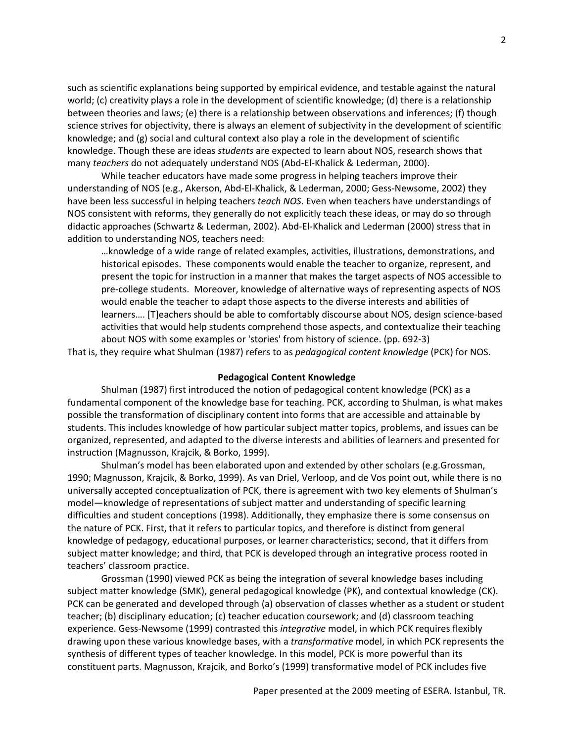such as scientific explanations being supported by empirical evidence, and testable against the natural world; (c) creativity plays a role in the development of scientific knowledge; (d) there is a relationship between theories and laws; (e) there is a relationship between observations and inferences; (f) though science strives for objectivity, there is always an element of subjectivity in the development of scientific knowledge; and (g) social and cultural context also play a role in the development of scientific knowledge. Though these are ideas *students* are expected to learn about NOS, research shows that many *teachers* do not adequately understand NOS (Abd-El-Khalick & Lederman, 2000).

While teacher educators have made some progress in helping teachers improve their understanding of NOS (e.g., Akerson, Abd-El-Khalick, & Lederman, 2000; Gess-Newsome, 2002) they have been less successful in helping teachers *teach NOS*. Even when teachers have understandings of NOS consistent with reforms, they generally do not explicitly teach these ideas, or may do so through didactic approaches (Schwartz & Lederman, 2002). Abd-El-Khalick and Lederman (2000) stress that in addition to understanding NOS, teachers need:

> …knowledge of a wide range of related examples, activities, illustrations, demonstrations, and historical episodes. These components would enable the teacher to organize, represent, and present the topic for instruction in a manner that makes the target aspects of NOS accessible to pre-college students. Moreover, knowledge of alternative ways of representing aspects of NOS would enable the teacher to adapt those aspects to the diverse interests and abilities of learners…. [T]eachers should be able to comfortably discourse about NOS, design science-based activities that would help students comprehend those aspects, and contextualize their teaching about NOS with some examples or 'stories' from history of science. (pp. 692-3)

That is, they require what Shulman (1987) refers to as *pedagogical content knowledge* (PCK) for NOS.

## Pedagogical Content Knowledge

Shulman (1987) first introduced the notion of pedagogical content knowledge (PCK) as a fundamental component of the knowledge base for teaching. PCK, according to Shulman, is what makes possible the transformation of disciplinary content into forms that are accessible and attainable by students. This includes knowledge of how particular subject matter topics, problems, and issues can be organized, represented, and adapted to the diverse interests and abilities of learners and presented for instruction (Magnusson, Krajcik, & Borko, 1999).

Shulman's model has been elaborated upon and extended by other scholars (e.g.Grossman, 1990; Magnusson, Krajcik, & Borko, 1999). As van Driel, Verloop, and de Vos point out, while there is no universally accepted conceptualization of PCK, there is agreement with two key elements of Shulman's model—knowledge of representations of subject matter and understanding of specific learning difficulties and student conceptions (1998). Additionally, they emphasize there is some consensus on the nature of PCK. First, that it refers to particular topics, and therefore is distinct from general knowledge of pedagogy, educational purposes, or learner characteristics; second, that it differs from subject matter knowledge; and third, that PCK is developed through an integrative process rooted in teachers' classroom practice.

Grossman (1990) viewed PCK as being the integration of several knowledge bases including subject matter knowledge (SMK), general pedagogical knowledge (PK), and contextual knowledge (CK). PCK can be generated and developed through (a) observation of classes whether as a student or student teacher; (b) disciplinary education; (c) teacher education coursework; and (d) classroom teaching experience. Gess-Newsome (1999) contrasted this *integrative* model, in which PCK requires flexibly drawing upon these various knowledge bases, with a *transformative* model, in which PCK represents the synthesis of different types of teacher knowledge. In this model, PCK is more powerful than its constituent parts. Magnusson, Krajcik, and Borko's (1999) transformative model of PCK includes five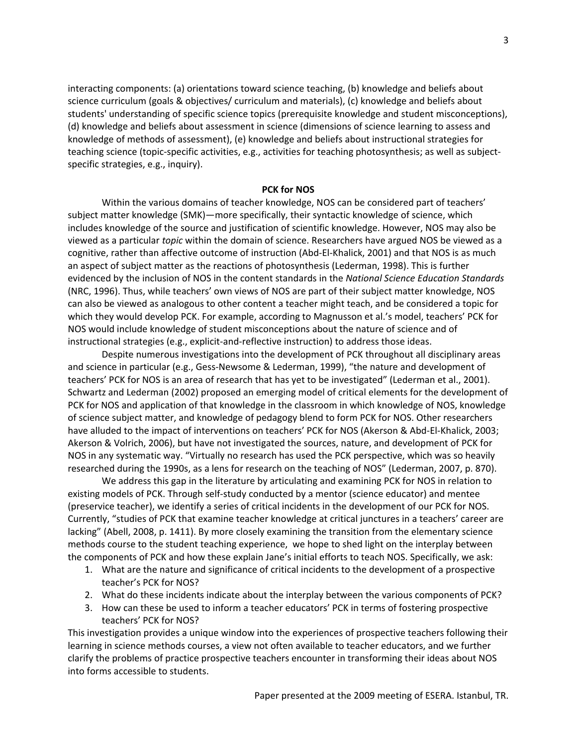interacting components: (a) orientations toward science teaching, (b) knowledge and beliefs about science curriculum (goals & objectives/ curriculum and materials), (c) knowledge and beliefs about students' understanding of specific science topics (prerequisite knowledge and student misconceptions), (d) knowledge and beliefs about assessment in science (dimensions of science learning to assess and knowledge of methods of assessment), (e) knowledge and beliefs about instructional strategies for teaching science (topic-specific activities, e.g., activities for teaching photosynthesis; as well as subject-specific strategies, e.g., inquiry).

## PCK for NOS

Within the various domains of teacher knowledge, NOS can be considered part of teachers' subject matter knowledge (SMK)—more specifically, their syntactic knowledge of science, which includes knowledge of the source and justification of scientific knowledge. However, NOS may also be viewed as a particular *topic* within the domain of science. Researchers have argued NOS be viewed as a cognitive, rather than affective outcome of instruction (Abd-El-Khalick, 2001) and that NOS is as much an aspect of subject matter as the reactions of photosynthesis (Lederman, 1998). This is further evidenced by the inclusion of NOS in the content standards in the *National Science Education Standards* (NRC, 1996). Thus, while teachers' own views of NOS are part of their subject matter knowledge, NOS can also be viewed as analogous to other content a teacher might teach, and be considered a topic for which they would develop PCK. For example, according to Magnusson et al.'s model, teachers' PCK for NOS would include knowledge of student misconceptions about the nature of science and of instructional strategies (e.g., explicit-and-reflective instruction) to address those ideas.

Despite numerous investigations into the development of PCK throughout all disciplinary areas and science in particular (e.g., Gess-Newsome & Lederman, 1999), "the nature and development of teachers' PCK for NOS is an area of research that has yet to be investigated" (Lederman et al., 2001). Schwartz and Lederman (2002) proposed an emerging model of critical elements for the development of PCK for NOS and application of that knowledge in the classroom in which knowledge of NOS, knowledge of science subject matter, and knowledge of pedagogy blend to form PCK for NOS. Other researchers have alluded to the impact of interventions on teachers' PCK for NOS (Akerson & Abd-El-Khalick, 2003; Akerson & Volrich, 2006), but have not investigated the sources, nature, and development of PCK for NOS in any systematic way. "Virtually no research has used the PCK perspective, which was so heavily researched during the 1990s, as a lens for research on the teaching of NOS" (Lederman, 2007, p. 870).

We address this gap in the literature by articulating and examining PCK for NOS in relation to existing models of PCK. Through self-study conducted by a mentor (science educator) and mentee (preservice teacher), we identify a series of critical incidents in the development of our PCK for NOS. Currently, "studies of PCK that examine teacher knowledge at critical junctures in a teachers' career are lacking" (Abell, 2008, p. 1411). By more closely examining the transition from the elementary science methods course to the student teaching experience, we hope to shed light on the interplay between the components of PCK and how these explain Jane's initial efforts to teach NOS. Specifically, we ask:

1. What are the nature and significance of critical incidents to the development of a prospective teacher's PCK for NOS?
2. What do these incidents indicate about the interplay between the various components of PCK?
3. How can these be used to inform a teacher educators' PCK in terms of fostering prospective teachers' PCK for NOS?

This investigation provides a unique window into the experiences of prospective teachers following their learning in science methods courses, a view not often available to teacher educators, and we further clarify the problems of practice prospective teachers encounter in transforming their ideas about NOS into forms accessible to students.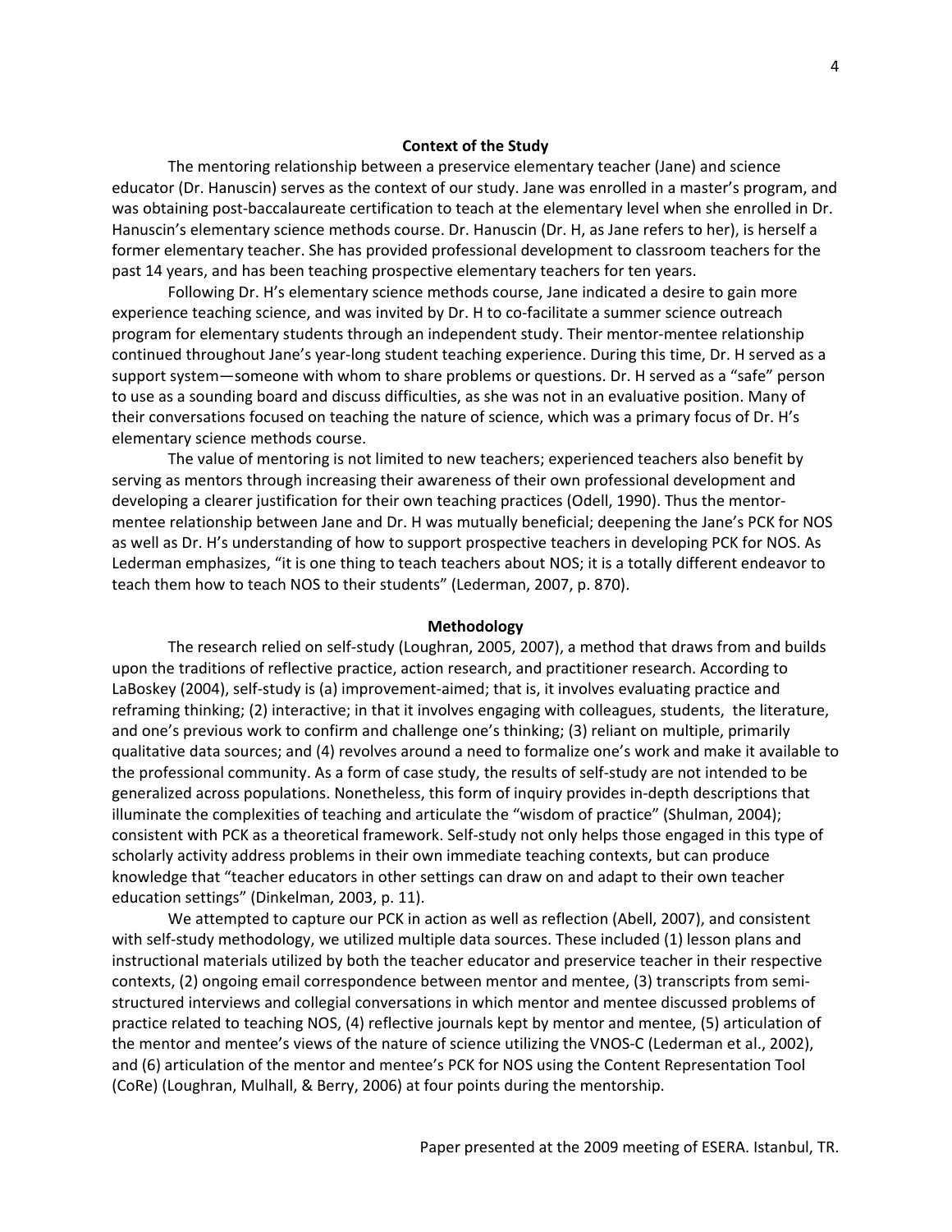## Context of the Study

The mentoring relationship between a preservice elementary teacher (Jane) and science educator (Dr. Hanuscin) serves as the context of our study. Jane was enrolled in a master's program, and was obtaining post-baccalaureate certification to teach at the elementary level when she enrolled in Dr. Hanuscin's elementary science methods course. Dr. Hanuscin (Dr. H, as Jane refers to her), is herself a former elementary teacher. She has provided professional development to classroom teachers for the past 14 years, and has been teaching prospective elementary teachers for ten years.

Following Dr. H's elementary science methods course, Jane indicated a desire to gain more experience teaching science, and was invited by Dr. H to co-facilitate a summer science outreach program for elementary students through an independent study. Their mentor-mentee relationship continued throughout Jane's year-long student teaching experience. During this time, Dr. H served as a support system—someone with whom to share problems or questions. Dr. H served as a "safe" person to use as a sounding board and discuss difficulties, as she was not in an evaluative position. Many of their conversations focused on teaching the nature of science, which was a primary focus of Dr. H's elementary science methods course.

The value of mentoring is not limited to new teachers; experienced teachers also benefit by serving as mentors through increasing their awareness of their own professional development and developing a clearer justification for their own teaching practices (Odell, 1990). Thus the mentor-mentee relationship between Jane and Dr. H was mutually beneficial; deepening the Jane's PCK for NOS as well as Dr. H's understanding of how to support prospective teachers in developing PCK for NOS. As Lederman emphasizes, "it is one thing to teach teachers about NOS; it is a totally different endeavor to teach them how to teach NOS to their students" (Lederman, 2007, p. 870).

## Methodology

The research relied on self-study (Loughran, 2005, 2007), a method that draws from and builds upon the traditions of reflective practice, action research, and practitioner research. According to LaBoskey (2004), self-study is (a) improvement-aimed; that is, it involves evaluating practice and reframing thinking; (2) interactive; in that it involves engaging with colleagues, students, the literature, and one's previous work to confirm and challenge one's thinking; (3) reliant on multiple, primarily qualitative data sources; and (4) revolves around a need to formalize one's work and make it available to the professional community. As a form of case study, the results of self-study are not intended to be generalized across populations. Nonetheless, this form of inquiry provides in-depth descriptions that illuminate the complexities of teaching and articulate the "wisdom of practice" (Shulman, 2004); consistent with PCK as a theoretical framework. Self-study not only helps those engaged in this type of scholarly activity address problems in their own immediate teaching contexts, but can produce knowledge that "teacher educators in other settings can draw on and adapt to their own teacher education settings" (Dinkelman, 2003, p. 11).

We attempted to capture our PCK in action as well as reflection (Abell, 2007), and consistent with self-study methodology, we utilized multiple data sources. These included (1) lesson plans and instructional materials utilized by both the teacher educator and preservice teacher in their respective contexts, (2) ongoing email correspondence between mentor and mentee, (3) transcripts from semi-structured interviews and collegial conversations in which mentor and mentee discussed problems of practice related to teaching NOS, (4) reflective journals kept by mentor and mentee, (5) articulation of the mentor and mentee's views of the nature of science utilizing the VNOS-C (Lederman et al., 2002), and (6) articulation of the mentor and mentee's PCK for NOS using the Content Representation Tool (CoRe) (Loughran, Mulhall, & Berry, 2006) at four points during the mentorship.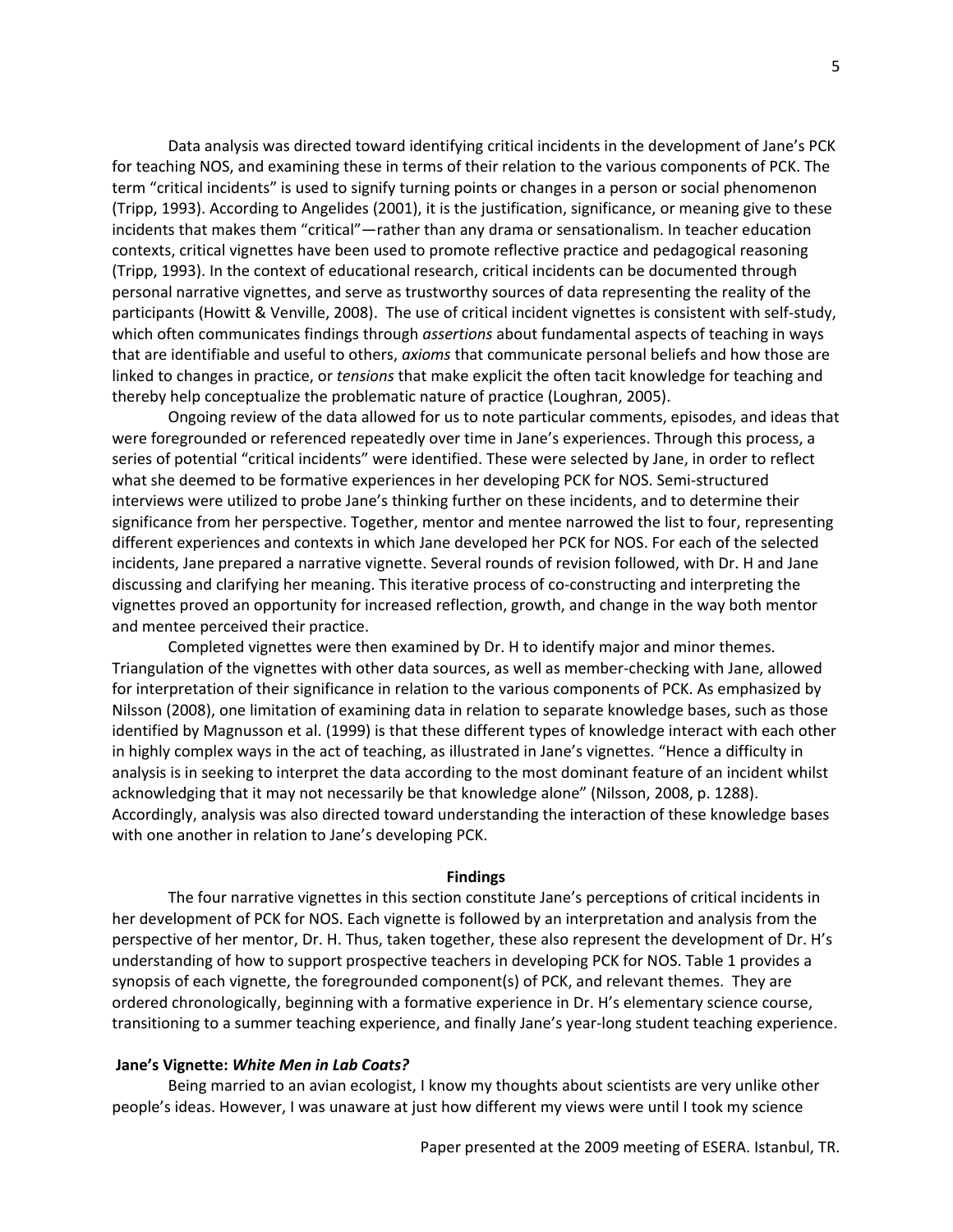Data analysis was directed toward identifying critical incidents in the development of Jane's PCK for teaching NOS, and examining these in terms of their relation to the various components of PCK. The term "critical incidents" is used to signify turning points or changes in a person or social phenomenon (Tripp, 1993). According to Angelides (2001), it is the justification, significance, or meaning give to these incidents that makes them "critical"—rather than any drama or sensationalism. In teacher education contexts, critical vignettes have been used to promote reflective practice and pedagogical reasoning (Tripp, 1993). In the context of educational research, critical incidents can be documented through personal narrative vignettes, and serve as trustworthy sources of data representing the reality of the participants (Howitt & Venville, 2008). The use of critical incident vignettes is consistent with self-study, which often communicates findings through *assertions* about fundamental aspects of teaching in ways that are identifiable and useful to others, *axioms* that communicate personal beliefs and how those are linked to changes in practice, or *tensions* that make explicit the often tacit knowledge for teaching and thereby help conceptualize the problematic nature of practice (Loughran, 2005).

Ongoing review of the data allowed for us to note particular comments, episodes, and ideas that were foregrounded or referenced repeatedly over time in Jane's experiences. Through this process, a series of potential "critical incidents" were identified. These were selected by Jane, in order to reflect what she deemed to be formative experiences in her developing PCK for NOS. Semi-structured interviews were utilized to probe Jane's thinking further on these incidents, and to determine their significance from her perspective. Together, mentor and mentee narrowed the list to four, representing different experiences and contexts in which Jane developed her PCK for NOS. For each of the selected incidents, Jane prepared a narrative vignette. Several rounds of revision followed, with Dr. H and Jane discussing and clarifying her meaning. This iterative process of co-constructing and interpreting the vignettes proved an opportunity for increased reflection, growth, and change in the way both mentor and mentee perceived their practice.

Completed vignettes were then examined by Dr. H to identify major and minor themes. Triangulation of the vignettes with other data sources, as well as member-checking with Jane, allowed for interpretation of their significance in relation to the various components of PCK. As emphasized by Nilsson (2008), one limitation of examining data in relation to separate knowledge bases, such as those identified by Magnusson et al. (1999) is that these different types of knowledge interact with each other in highly complex ways in the act of teaching, as illustrated in Jane's vignettes. "Hence a difficulty in analysis is in seeking to interpret the data according to the most dominant feature of an incident whilst acknowledging that it may not necessarily be that knowledge alone" (Nilsson, 2008, p. 1288). Accordingly, analysis was also directed toward understanding the interaction of these knowledge bases with one another in relation to Jane's developing PCK.

## Findings

The four narrative vignettes in this section constitute Jane's perceptions of critical incidents in her development of PCK for NOS. Each vignette is followed by an interpretation and analysis from the perspective of her mentor, Dr. H. Thus, taken together, these also represent the development of Dr. H's understanding of how to support prospective teachers in developing PCK for NOS. Table 1 provides a synopsis of each vignette, the foregrounded component(s) of PCK, and relevant themes. They are ordered chronologically, beginning with a formative experience in Dr. H's elementary science course, transitioning to a summer teaching experience, and finally Jane's year-long student teaching experience.

### Jane's Vignette: *White Men in Lab Coats?*

Being married to an avian ecologist, I know my thoughts about scientists are very unlike other people's ideas. However, I was unaware at just how different my views were until I took my science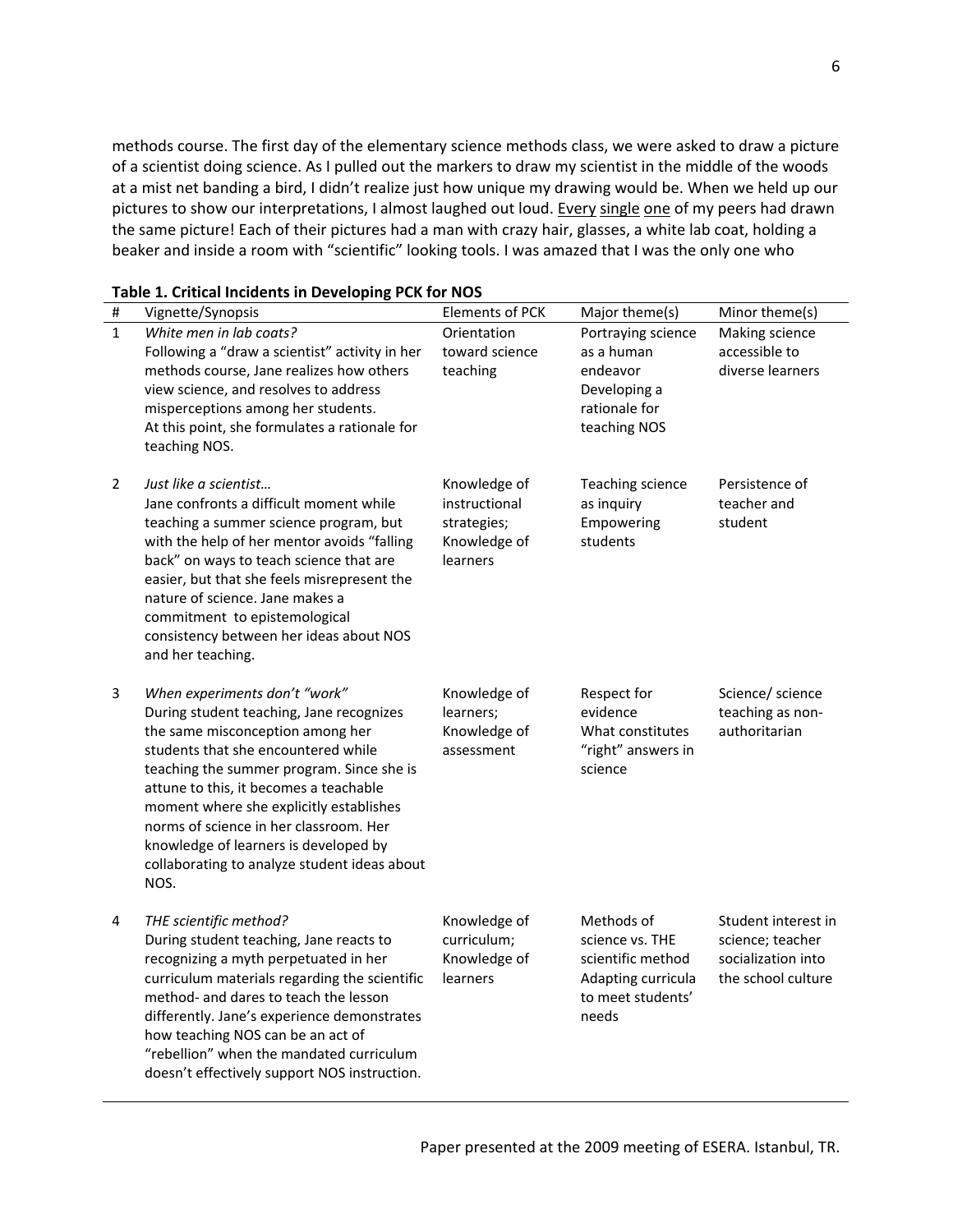methods course. The first day of the elementary science methods class, we were asked to draw a picture of a scientist doing science. As I pulled out the markers to draw my scientist in the middle of the woods at a mist net banding a bird, I didn't realize just how unique my drawing would be. When we held up our pictures to show our interpretations, I almost laughed out loud. <u>Every</u> <u>single</u> <u>one</u> of my peers had drawn the same picture! Each of their pictures had a man with crazy hair, glasses, a white lab coat, holding a beaker and inside a room with "scientific" looking tools. I was amazed that I was the only one who

**Table 1. Critical Incidents in Developing PCK for NOS**

| # | Vignette/Synopsis | Elements of PCK | Major theme(s) | Minor theme(s) |
|---|---|---|---|---|
| 1 | *White men in lab coats?* Following a "draw a scientist" activity in her methods course, Jane realizes how others view science, and resolves to address misperceptions among her students. At this point, she formulates a rationale for teaching NOS. | Orientation toward science teaching | Portraying science as a human endeavor Developing a rationale for teaching NOS | Making science accessible to diverse learners |
| 2 | *Just like a scientist…* Jane confronts a difficult moment while teaching a summer science program, but with the help of her mentor avoids "falling back" on ways to teach science that are easier, but that she feels misrepresent the nature of science. Jane makes a commitment to epistemological consistency between her ideas about NOS and her teaching. | Knowledge of instructional strategies; Knowledge of learners | Teaching science as inquiry Empowering students | Persistence of teacher and student |
| 3 | *When experiments don't "work"* During student teaching, Jane recognizes the same misconception among her students that she encountered while teaching the summer program. Since she is attune to this, it becomes a teachable moment where she explicitly establishes norms of science in her classroom. Her knowledge of learners is developed by collaborating to analyze student ideas about NOS. | Knowledge of learners; Knowledge of assessment | Respect for evidence What constitutes "right" answers in science | Science/ science teaching as non-authoritarian |
| 4 | *THE scientific method?* During student teaching, Jane reacts to recognizing a myth perpetuated in her curriculum materials regarding the scientific method- and dares to teach the lesson differently. Jane's experience demonstrates how teaching NOS can be an act of "rebellion" when the mandated curriculum doesn't effectively support NOS instruction. | Knowledge of curriculum; Knowledge of learners | Methods of science vs. THE scientific method Adapting curricula to meet students' needs | Student interest in science; teacher socialization into the school culture |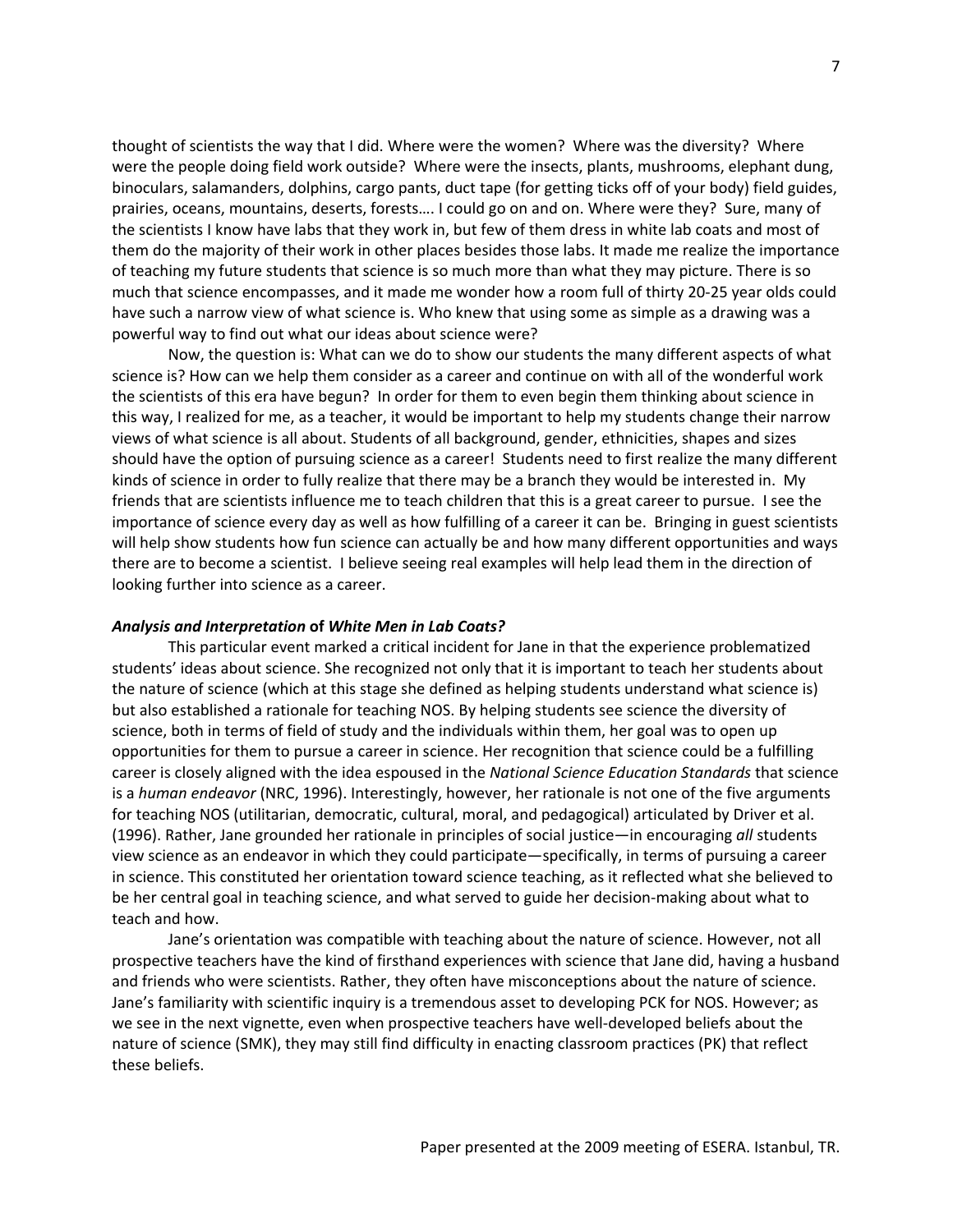thought of scientists the way that I did. Where were the women? Where was the diversity? Where were the people doing field work outside? Where were the insects, plants, mushrooms, elephant dung, binoculars, salamanders, dolphins, cargo pants, duct tape (for getting ticks off of your body) field guides, prairies, oceans, mountains, deserts, forests…. I could go on and on. Where were they? Sure, many of the scientists I know have labs that they work in, but few of them dress in white lab coats and most of them do the majority of their work in other places besides those labs. It made me realize the importance of teaching my future students that science is so much more than what they may picture. There is so much that science encompasses, and it made me wonder how a room full of thirty 20-25 year olds could have such a narrow view of what science is. Who knew that using some as simple as a drawing was a powerful way to find out what our ideas about science were?

Now, the question is: What can we do to show our students the many different aspects of what science is? How can we help them consider as a career and continue on with all of the wonderful work the scientists of this era have begun? In order for them to even begin them thinking about science in this way, I realized for me, as a teacher, it would be important to help my students change their narrow views of what science is all about. Students of all background, gender, ethnicities, shapes and sizes should have the option of pursuing science as a career! Students need to first realize the many different kinds of science in order to fully realize that there may be a branch they would be interested in. My friends that are scientists influence me to teach children that this is a great career to pursue. I see the importance of science every day as well as how fulfilling of a career it can be. Bringing in guest scientists will help show students how fun science can actually be and how many different opportunities and ways there are to become a scientist. I believe seeing real examples will help lead them in the direction of looking further into science as a career.

#### ***Analysis and Interpretation* of *White Men in Lab Coats?***

This particular event marked a critical incident for Jane in that the experience problematized students' ideas about science. She recognized not only that it is important to teach her students about the nature of science (which at this stage she defined as helping students understand what science is) but also established a rationale for teaching NOS. By helping students see science the diversity of science, both in terms of field of study and the individuals within them, her goal was to open up opportunities for them to pursue a career in science. Her recognition that science could be a fulfilling career is closely aligned with the idea espoused in the *National Science Education Standards* that science is a *human endeavor* (NRC, 1996). Interestingly, however, her rationale is not one of the five arguments for teaching NOS (utilitarian, democratic, cultural, moral, and pedagogical) articulated by Driver et al. (1996). Rather, Jane grounded her rationale in principles of social justice—in encouraging *all* students view science as an endeavor in which they could participate—specifically, in terms of pursuing a career in science. This constituted her orientation toward science teaching, as it reflected what she believed to be her central goal in teaching science, and what served to guide her decision-making about what to teach and how.

Jane's orientation was compatible with teaching about the nature of science. However, not all prospective teachers have the kind of firsthand experiences with science that Jane did, having a husband and friends who were scientists. Rather, they often have misconceptions about the nature of science. Jane's familiarity with scientific inquiry is a tremendous asset to developing PCK for NOS. However; as we see in the next vignette, even when prospective teachers have well-developed beliefs about the nature of science (SMK), they may still find difficulty in enacting classroom practices (PK) that reflect these beliefs.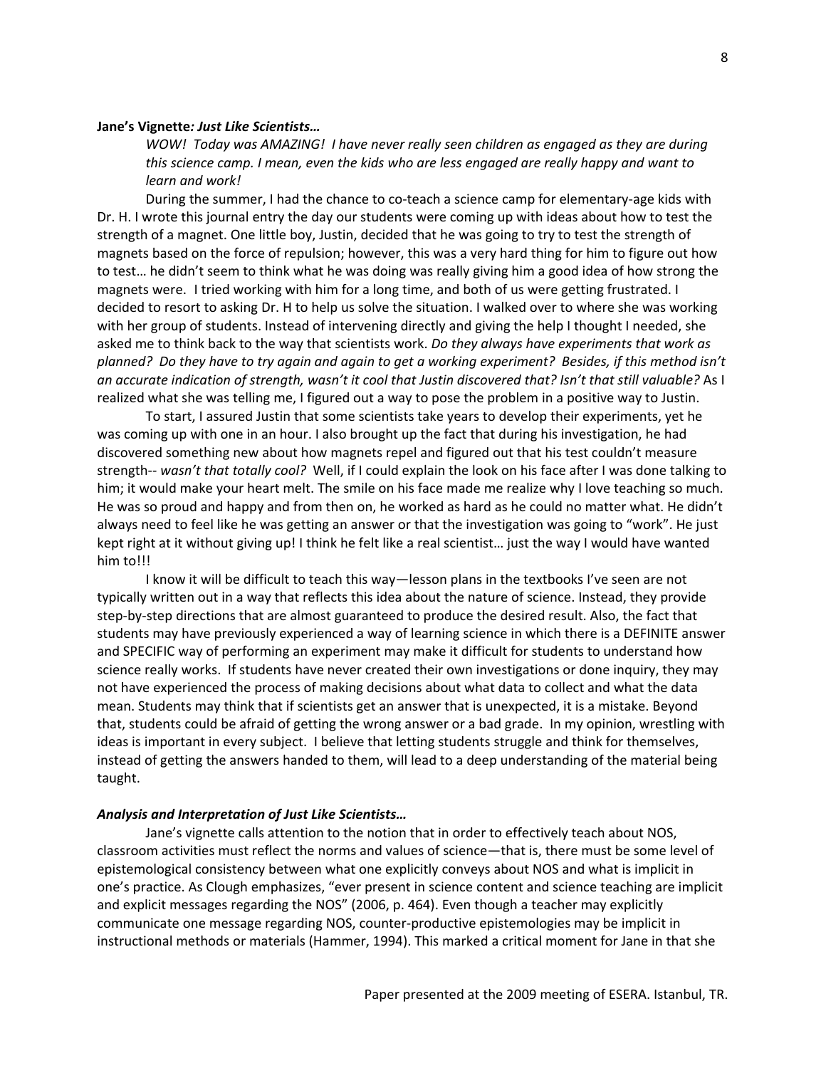**Jane's Vignette*: Just Like Scientists…***

*WOW! Today was AMAZING! I have never really seen children as engaged as they are during this science camp. I mean, even the kids who are less engaged are really happy and want to learn and work!*

During the summer, I had the chance to co-teach a science camp for elementary-age kids with Dr. H. I wrote this journal entry the day our students were coming up with ideas about how to test the strength of a magnet. One little boy, Justin, decided that he was going to try to test the strength of magnets based on the force of repulsion; however, this was a very hard thing for him to figure out how to test… he didn't seem to think what he was doing was really giving him a good idea of how strong the magnets were. I tried working with him for a long time, and both of us were getting frustrated. I decided to resort to asking Dr. H to help us solve the situation. I walked over to where she was working with her group of students. Instead of intervening directly and giving the help I thought I needed, she asked me to think back to the way that scientists work. *Do they always have experiments that work as planned? Do they have to try again and again to get a working experiment? Besides, if this method isn't an accurate indication of strength, wasn't it cool that Justin discovered that? Isn't that still valuable?* As I realized what she was telling me, I figured out a way to pose the problem in a positive way to Justin.

To start, I assured Justin that some scientists take years to develop their experiments, yet he was coming up with one in an hour. I also brought up the fact that during his investigation, he had discovered something new about how magnets repel and figured out that his test couldn't measure strength-- *wasn't that totally cool?* Well, if I could explain the look on his face after I was done talking to him; it would make your heart melt. The smile on his face made me realize why I love teaching so much. He was so proud and happy and from then on, he worked as hard as he could no matter what. He didn't always need to feel like he was getting an answer or that the investigation was going to "work". He just kept right at it without giving up! I think he felt like a real scientist… just the way I would have wanted him to!!!

I know it will be difficult to teach this way—lesson plans in the textbooks I've seen are not typically written out in a way that reflects this idea about the nature of science. Instead, they provide step-by-step directions that are almost guaranteed to produce the desired result. Also, the fact that students may have previously experienced a way of learning science in which there is a DEFINITE answer and SPECIFIC way of performing an experiment may make it difficult for students to understand how science really works. If students have never created their own investigations or done inquiry, they may not have experienced the process of making decisions about what data to collect and what the data mean. Students may think that if scientists get an answer that is unexpected, it is a mistake. Beyond that, students could be afraid of getting the wrong answer or a bad grade. In my opinion, wrestling with ideas is important in every subject. I believe that letting students struggle and think for themselves, instead of getting the answers handed to them, will lead to a deep understanding of the material being taught.

***Analysis and Interpretation of Just Like Scientists…***

Jane's vignette calls attention to the notion that in order to effectively teach about NOS, classroom activities must reflect the norms and values of science—that is, there must be some level of epistemological consistency between what one explicitly conveys about NOS and what is implicit in one's practice. As Clough emphasizes, "ever present in science content and science teaching are implicit and explicit messages regarding the NOS" (2006, p. 464). Even though a teacher may explicitly communicate one message regarding NOS, counter-productive epistemologies may be implicit in instructional methods or materials (Hammer, 1994). This marked a critical moment for Jane in that she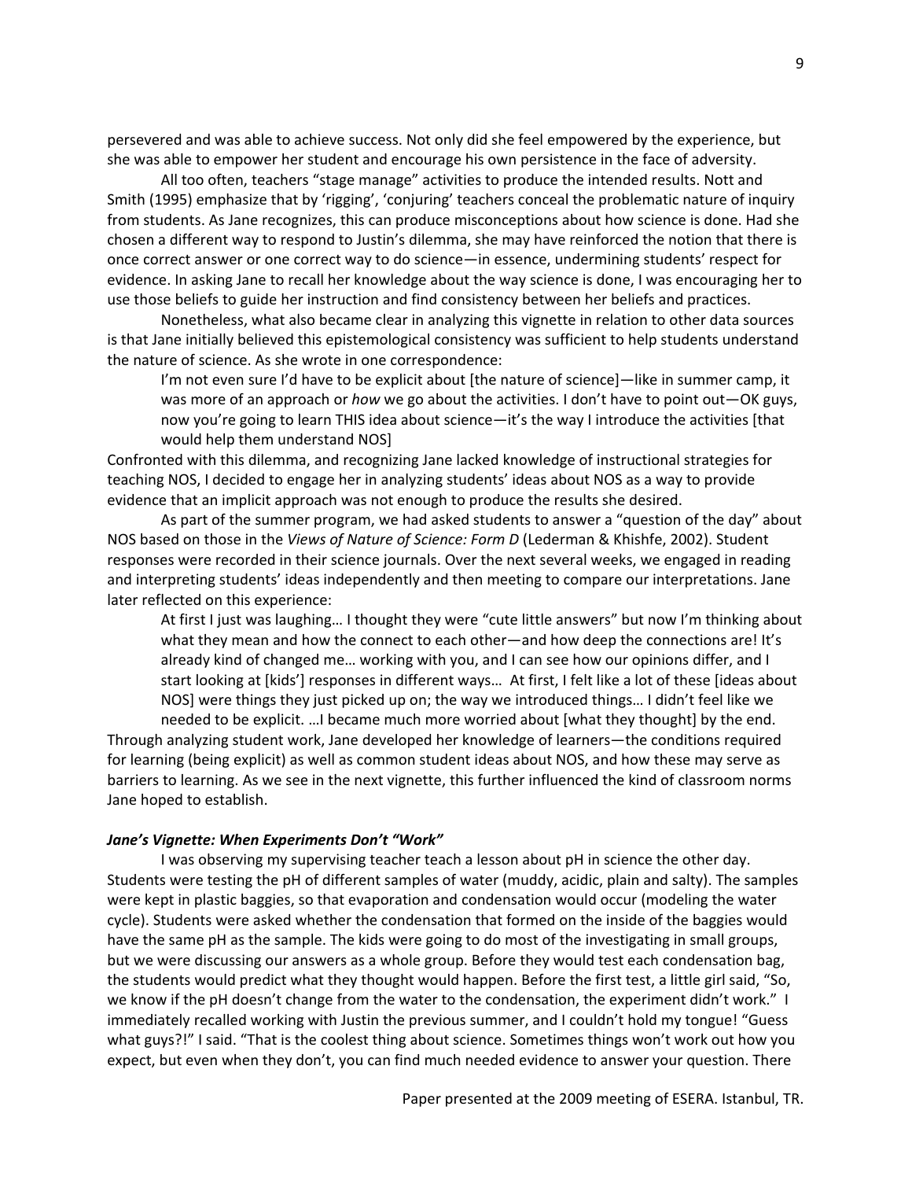persevered and was able to achieve success. Not only did she feel empowered by the experience, but she was able to empower her student and encourage his own persistence in the face of adversity.

All too often, teachers "stage manage" activities to produce the intended results. Nott and Smith (1995) emphasize that by 'rigging', 'conjuring' teachers conceal the problematic nature of inquiry from students. As Jane recognizes, this can produce misconceptions about how science is done. Had she chosen a different way to respond to Justin's dilemma, she may have reinforced the notion that there is once correct answer or one correct way to do science—in essence, undermining students' respect for evidence. In asking Jane to recall her knowledge about the way science is done, I was encouraging her to use those beliefs to guide her instruction and find consistency between her beliefs and practices.

Nonetheless, what also became clear in analyzing this vignette in relation to other data sources is that Jane initially believed this epistemological consistency was sufficient to help students understand the nature of science. As she wrote in one correspondence:

> I'm not even sure I'd have to be explicit about [the nature of science]—like in summer camp, it was more of an approach or *how* we go about the activities. I don't have to point out—OK guys, now you're going to learn THIS idea about science—it's the way I introduce the activities [that would help them understand NOS]

Confronted with this dilemma, and recognizing Jane lacked knowledge of instructional strategies for teaching NOS, I decided to engage her in analyzing students' ideas about NOS as a way to provide evidence that an implicit approach was not enough to produce the results she desired.

As part of the summer program, we had asked students to answer a "question of the day" about NOS based on those in the *Views of Nature of Science: Form D* (Lederman & Khishfe, 2002). Student responses were recorded in their science journals. Over the next several weeks, we engaged in reading and interpreting students' ideas independently and then meeting to compare our interpretations. Jane later reflected on this experience:

> At first I just was laughing… I thought they were "cute little answers" but now I'm thinking about what they mean and how the connect to each other—and how deep the connections are! It's already kind of changed me… working with you, and I can see how our opinions differ, and I start looking at [kids'] responses in different ways… At first, I felt like a lot of these [ideas about NOS] were things they just picked up on; the way we introduced things… I didn't feel like we needed to be explicit. …I became much more worried about [what they thought] by the end.

Through analyzing student work, Jane developed her knowledge of learners—the conditions required for learning (being explicit) as well as common student ideas about NOS, and how these may serve as barriers to learning. As we see in the next vignette, this further influenced the kind of classroom norms Jane hoped to establish.

### *Jane's Vignette: When Experiments Don't "Work"*

I was observing my supervising teacher teach a lesson about pH in science the other day. Students were testing the pH of different samples of water (muddy, acidic, plain and salty). The samples were kept in plastic baggies, so that evaporation and condensation would occur (modeling the water cycle). Students were asked whether the condensation that formed on the inside of the baggies would have the same pH as the sample. The kids were going to do most of the investigating in small groups, but we were discussing our answers as a whole group. Before they would test each condensation bag, the students would predict what they thought would happen. Before the first test, a little girl said, "So, we know if the pH doesn't change from the water to the condensation, the experiment didn't work." I immediately recalled working with Justin the previous summer, and I couldn't hold my tongue! "Guess what guys?!" I said. "That is the coolest thing about science. Sometimes things won't work out how you expect, but even when they don't, you can find much needed evidence to answer your question. There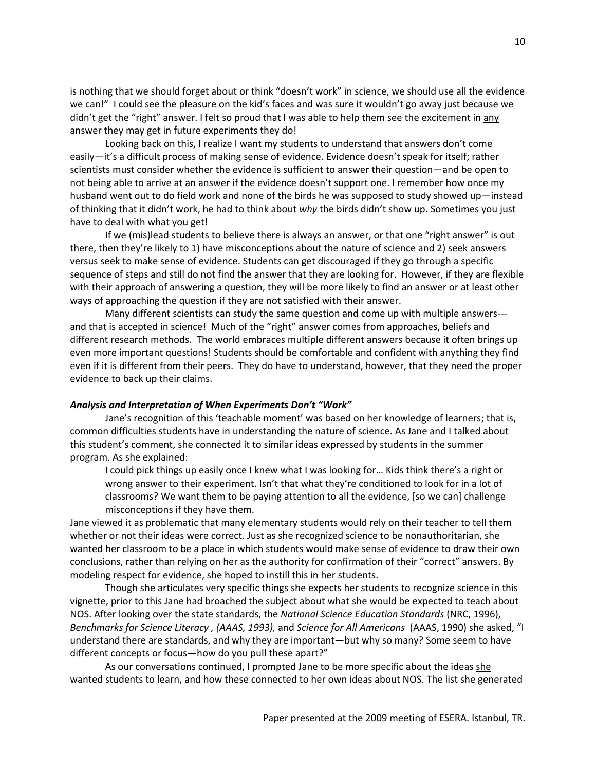is nothing that we should forget about or think "doesn't work" in science, we should use all the evidence we can!" I could see the pleasure on the kid's faces and was sure it wouldn't go away just because we didn't get the "right" answer. I felt so proud that I was able to help them see the excitement in <u>any</u> answer they may get in future experiments they do!

Looking back on this, I realize I want my students to understand that answers don't come easily—it's a difficult process of making sense of evidence. Evidence doesn't speak for itself; rather scientists must consider whether the evidence is sufficient to answer their question—and be open to not being able to arrive at an answer if the evidence doesn't support one. I remember how once my husband went out to do field work and none of the birds he was supposed to study showed up—instead of thinking that it didn't work, he had to think about *why* the birds didn't show up. Sometimes you just have to deal with what you get!

If we (mis)lead students to believe there is always an answer, or that one "right answer" is out there, then they're likely to 1) have misconceptions about the nature of science and 2) seek answers versus seek to make sense of evidence. Students can get discouraged if they go through a specific sequence of steps and still do not find the answer that they are looking for. However, if they are flexible with their approach of answering a question, they will be more likely to find an answer or at least other ways of approaching the question if they are not satisfied with their answer.

Many different scientists can study the same question and come up with multiple answers---and that is accepted in science! Much of the "right" answer comes from approaches, beliefs and different research methods. The world embraces multiple different answers because it often brings up even more important questions! Students should be comfortable and confident with anything they find even if it is different from their peers. They do have to understand, however, that they need the proper evidence to back up their claims.

### *Analysis and Interpretation of When Experiments Don't "Work"*

Jane's recognition of this 'teachable moment' was based on her knowledge of learners; that is, common difficulties students have in understanding the nature of science. As Jane and I talked about this student's comment, she connected it to similar ideas expressed by students in the summer program. As she explained:

> I could pick things up easily once I knew what I was looking for… Kids think there's a right or wrong answer to their experiment. Isn't that what they're conditioned to look for in a lot of classrooms? We want them to be paying attention to all the evidence, [so we can] challenge misconceptions if they have them.

Jane viewed it as problematic that many elementary students would rely on their teacher to tell them whether or not their ideas were correct. Just as she recognized science to be nonauthoritarian, she wanted her classroom to be a place in which students would make sense of evidence to draw their own conclusions, rather than relying on her as the authority for confirmation of their "correct" answers. By modeling respect for evidence, she hoped to instill this in her students.

Though she articulates very specific things she expects her students to recognize science in this vignette, prior to this Jane had broached the subject about what she would be expected to teach about NOS. After looking over the state standards, the *National Science Education Standards* (NRC, 1996), *Benchmarks for Science Literacy , (AAAS, 1993),* and *Science for All Americans* (AAAS, 1990) she asked, "I understand there are standards, and why they are important—but why so many? Some seem to have different concepts or focus—how do you pull these apart?"

As our conversations continued, I prompted Jane to be more specific about the ideas <u>she</u> wanted students to learn, and how these connected to her own ideas about NOS. The list she generated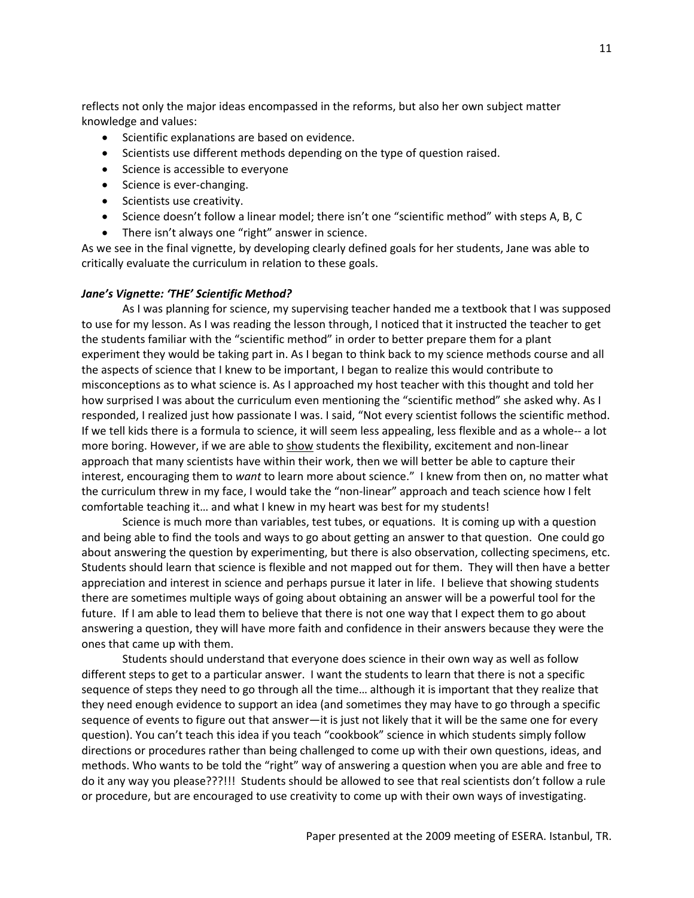reflects not only the major ideas encompassed in the reforms, but also her own subject matter knowledge and values:

- Scientific explanations are based on evidence.
- Scientists use different methods depending on the type of question raised.
- Science is accessible to everyone
- Science is ever-changing.
- Scientists use creativity.
- Science doesn't follow a linear model; there isn't one "scientific method" with steps A, B, C
- There isn't always one "right" answer in science.

As we see in the final vignette, by developing clearly defined goals for her students, Jane was able to critically evaluate the curriculum in relation to these goals.

### *Jane's Vignette: 'THE' Scientific Method?*

As I was planning for science, my supervising teacher handed me a textbook that I was supposed to use for my lesson. As I was reading the lesson through, I noticed that it instructed the teacher to get the students familiar with the "scientific method" in order to better prepare them for a plant experiment they would be taking part in. As I began to think back to my science methods course and all the aspects of science that I knew to be important, I began to realize this would contribute to misconceptions as to what science is. As I approached my host teacher with this thought and told her how surprised I was about the curriculum even mentioning the "scientific method" she asked why. As I responded, I realized just how passionate I was. I said, "Not every scientist follows the scientific method. If we tell kids there is a formula to science, it will seem less appealing, less flexible and as a whole-- a lot more boring. However, if we are able to <u>show</u> students the flexibility, excitement and non-linear approach that many scientists have within their work, then we will better be able to capture their interest, encouraging them to *want* to learn more about science." I knew from then on, no matter what the curriculum threw in my face, I would take the "non-linear" approach and teach science how I felt comfortable teaching it… and what I knew in my heart was best for my students!

Science is much more than variables, test tubes, or equations. It is coming up with a question and being able to find the tools and ways to go about getting an answer to that question. One could go about answering the question by experimenting, but there is also observation, collecting specimens, etc. Students should learn that science is flexible and not mapped out for them. They will then have a better appreciation and interest in science and perhaps pursue it later in life. I believe that showing students there are sometimes multiple ways of going about obtaining an answer will be a powerful tool for the future. If I am able to lead them to believe that there is not one way that I expect them to go about answering a question, they will have more faith and confidence in their answers because they were the ones that came up with them.

Students should understand that everyone does science in their own way as well as follow different steps to get to a particular answer. I want the students to learn that there is not a specific sequence of steps they need to go through all the time… although it is important that they realize that they need enough evidence to support an idea (and sometimes they may have to go through a specific sequence of events to figure out that answer—it is just not likely that it will be the same one for every question). You can't teach this idea if you teach "cookbook" science in which students simply follow directions or procedures rather than being challenged to come up with their own questions, ideas, and methods. Who wants to be told the "right" way of answering a question when you are able and free to do it any way you please???!!! Students should be allowed to see that real scientists don't follow a rule or procedure, but are encouraged to use creativity to come up with their own ways of investigating.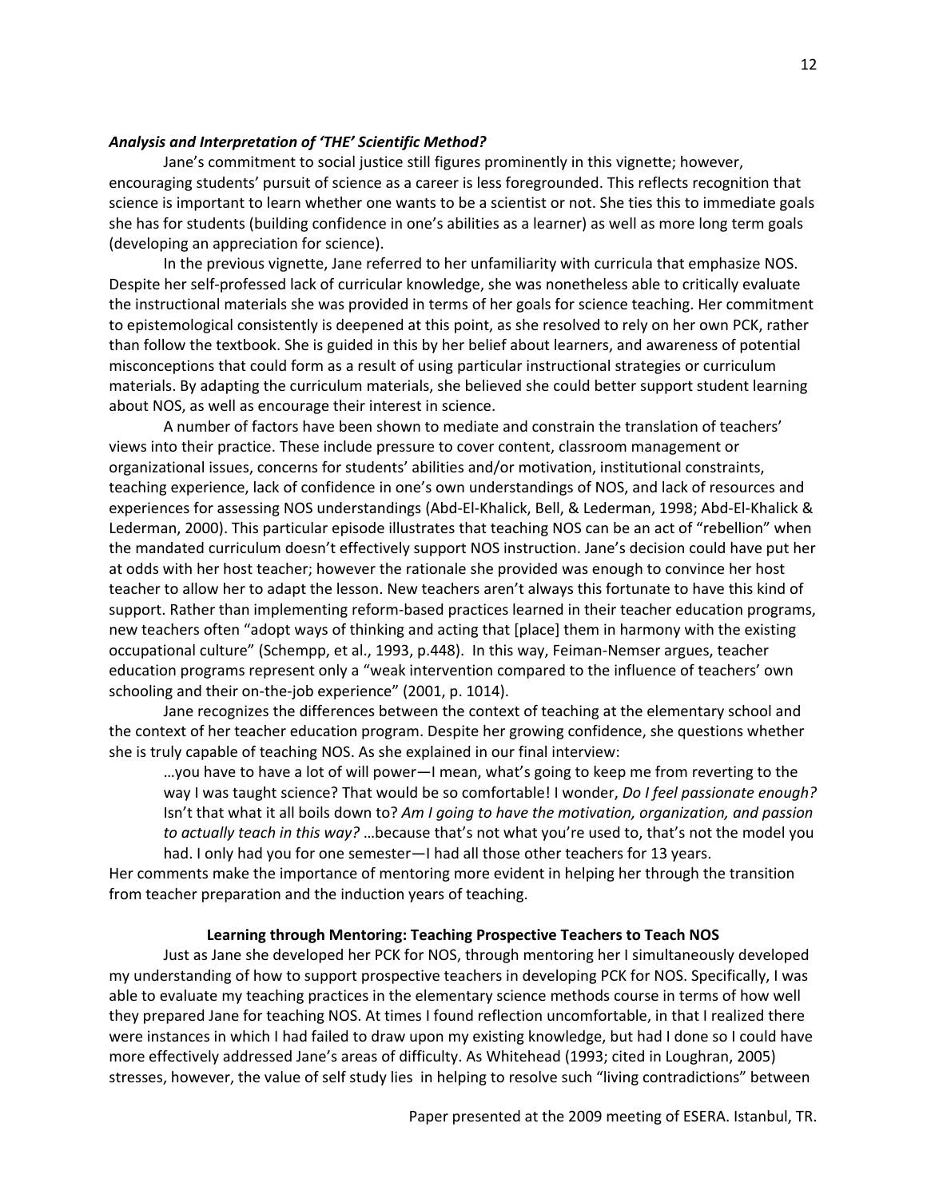### *Analysis and Interpretation of 'THE' Scientific Method?*

Jane's commitment to social justice still figures prominently in this vignette; however, encouraging students' pursuit of science as a career is less foregrounded. This reflects recognition that science is important to learn whether one wants to be a scientist or not. She ties this to immediate goals she has for students (building confidence in one's abilities as a learner) as well as more long term goals (developing an appreciation for science).

In the previous vignette, Jane referred to her unfamiliarity with curricula that emphasize NOS. Despite her self-professed lack of curricular knowledge, she was nonetheless able to critically evaluate the instructional materials she was provided in terms of her goals for science teaching. Her commitment to epistemological consistently is deepened at this point, as she resolved to rely on her own PCK, rather than follow the textbook. She is guided in this by her belief about learners, and awareness of potential misconceptions that could form as a result of using particular instructional strategies or curriculum materials. By adapting the curriculum materials, she believed she could better support student learning about NOS, as well as encourage their interest in science.

A number of factors have been shown to mediate and constrain the translation of teachers' views into their practice. These include pressure to cover content, classroom management or organizational issues, concerns for students' abilities and/or motivation, institutional constraints, teaching experience, lack of confidence in one's own understandings of NOS, and lack of resources and experiences for assessing NOS understandings (Abd-El-Khalick, Bell, & Lederman, 1998; Abd-El-Khalick & Lederman, 2000). This particular episode illustrates that teaching NOS can be an act of "rebellion" when the mandated curriculum doesn't effectively support NOS instruction. Jane's decision could have put her at odds with her host teacher; however the rationale she provided was enough to convince her host teacher to allow her to adapt the lesson. New teachers aren't always this fortunate to have this kind of support. Rather than implementing reform-based practices learned in their teacher education programs, new teachers often "adopt ways of thinking and acting that [place] them in harmony with the existing occupational culture" (Schempp, et al., 1993, p.448). In this way, Feiman-Nemser argues, teacher education programs represent only a "weak intervention compared to the influence of teachers' own schooling and their on-the-job experience" (2001, p. 1014).

Jane recognizes the differences between the context of teaching at the elementary school and the context of her teacher education program. Despite her growing confidence, she questions whether she is truly capable of teaching NOS. As she explained in our final interview:

> …you have to have a lot of will power—I mean, what's going to keep me from reverting to the way I was taught science? That would be so comfortable! I wonder, *Do I feel passionate enough?* Isn't that what it all boils down to? *Am I going to have the motivation, organization, and passion to actually teach in this way?* …because that's not what you're used to, that's not the model you had. I only had you for one semester—I had all those other teachers for 13 years.

Her comments make the importance of mentoring more evident in helping her through the transition from teacher preparation and the induction years of teaching.

## Learning through Mentoring: Teaching Prospective Teachers to Teach NOS

Just as Jane she developed her PCK for NOS, through mentoring her I simultaneously developed my understanding of how to support prospective teachers in developing PCK for NOS. Specifically, I was able to evaluate my teaching practices in the elementary science methods course in terms of how well they prepared Jane for teaching NOS. At times I found reflection uncomfortable, in that I realized there were instances in which I had failed to draw upon my existing knowledge, but had I done so I could have more effectively addressed Jane's areas of difficulty. As Whitehead (1993; cited in Loughran, 2005) stresses, however, the value of self study lies in helping to resolve such "living contradictions" between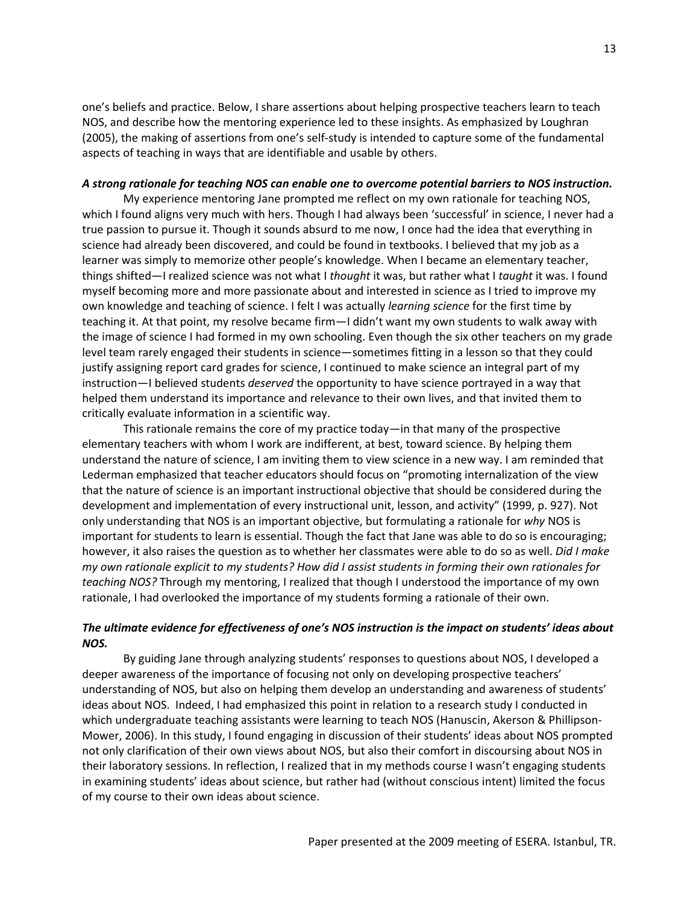one's beliefs and practice. Below, I share assertions about helping prospective teachers learn to teach NOS, and describe how the mentoring experience led to these insights. As emphasized by Loughran (2005), the making of assertions from one's self-study is intended to capture some of the fundamental aspects of teaching in ways that are identifiable and usable by others.

***A strong rationale for teaching NOS can enable one to overcome potential barriers to NOS instruction.***

My experience mentoring Jane prompted me reflect on my own rationale for teaching NOS, which I found aligns very much with hers. Though I had always been 'successful' in science, I never had a true passion to pursue it. Though it sounds absurd to me now, I once had the idea that everything in science had already been discovered, and could be found in textbooks. I believed that my job as a learner was simply to memorize other people's knowledge. When I became an elementary teacher, things shifted—I realized science was not what I *thought* it was, but rather what I *taught* it was. I found myself becoming more and more passionate about and interested in science as I tried to improve my own knowledge and teaching of science. I felt I was actually *learning science* for the first time by teaching it. At that point, my resolve became firm—I didn't want my own students to walk away with the image of science I had formed in my own schooling. Even though the six other teachers on my grade level team rarely engaged their students in science—sometimes fitting in a lesson so that they could justify assigning report card grades for science, I continued to make science an integral part of my instruction—I believed students *deserved* the opportunity to have science portrayed in a way that helped them understand its importance and relevance to their own lives, and that invited them to critically evaluate information in a scientific way.

This rationale remains the core of my practice today—in that many of the prospective elementary teachers with whom I work are indifferent, at best, toward science. By helping them understand the nature of science, I am inviting them to view science in a new way. I am reminded that Lederman emphasized that teacher educators should focus on "promoting internalization of the view that the nature of science is an important instructional objective that should be considered during the development and implementation of every instructional unit, lesson, and activity" (1999, p. 927). Not only understanding that NOS is an important objective, but formulating a rationale for *why* NOS is important for students to learn is essential. Though the fact that Jane was able to do so is encouraging; however, it also raises the question as to whether her classmates were able to do so as well. *Did I make my own rationale explicit to my students? How did I assist students in forming their own rationales for teaching NOS?* Through my mentoring, I realized that though I understood the importance of my own rationale, I had overlooked the importance of my students forming a rationale of their own.

***The ultimate evidence for effectiveness of one's NOS instruction is the impact on students' ideas about NOS.***

By guiding Jane through analyzing students' responses to questions about NOS, I developed a deeper awareness of the importance of focusing not only on developing prospective teachers' understanding of NOS, but also on helping them develop an understanding and awareness of students' ideas about NOS. Indeed, I had emphasized this point in relation to a research study I conducted in which undergraduate teaching assistants were learning to teach NOS (Hanuscin, Akerson & Phillipson-Mower, 2006). In this study, I found engaging in discussion of their students' ideas about NOS prompted not only clarification of their own views about NOS, but also their comfort in discoursing about NOS in their laboratory sessions. In reflection, I realized that in my methods course I wasn't engaging students in examining students' ideas about science, but rather had (without conscious intent) limited the focus of my course to their own ideas about science.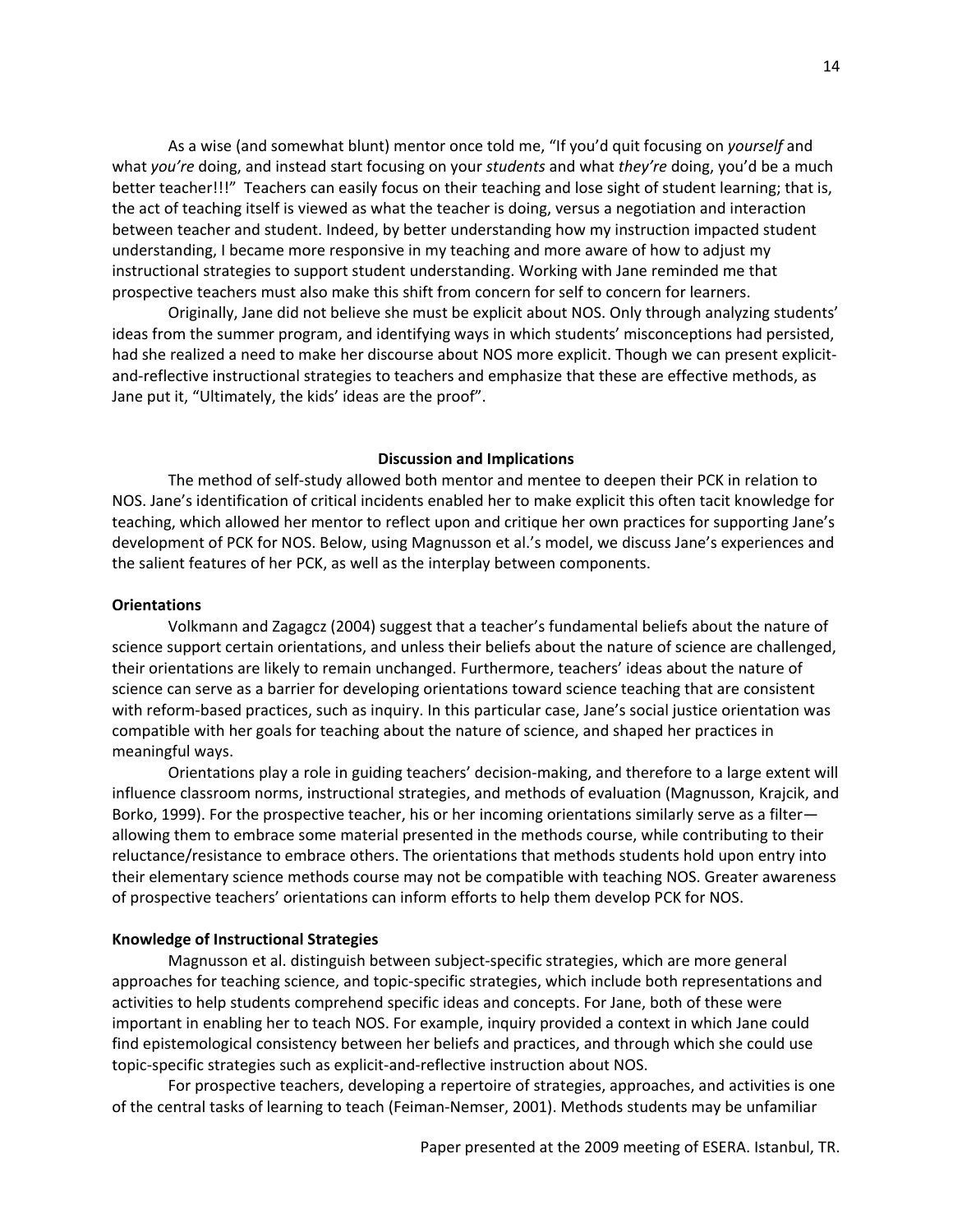As a wise (and somewhat blunt) mentor once told me, "If you'd quit focusing on *yourself* and what *you're* doing, and instead start focusing on your *students* and what *they're* doing, you'd be a much better teacher!!!" Teachers can easily focus on their teaching and lose sight of student learning; that is, the act of teaching itself is viewed as what the teacher is doing, versus a negotiation and interaction between teacher and student. Indeed, by better understanding how my instruction impacted student understanding, I became more responsive in my teaching and more aware of how to adjust my instructional strategies to support student understanding. Working with Jane reminded me that prospective teachers must also make this shift from concern for self to concern for learners.

Originally, Jane did not believe she must be explicit about NOS. Only through analyzing students' ideas from the summer program, and identifying ways in which students' misconceptions had persisted, had she realized a need to make her discourse about NOS more explicit. Though we can present explicit-and-reflective instructional strategies to teachers and emphasize that these are effective methods, as Jane put it, "Ultimately, the kids' ideas are the proof".

## Discussion and Implications

The method of self-study allowed both mentor and mentee to deepen their PCK in relation to NOS. Jane's identification of critical incidents enabled her to make explicit this often tacit knowledge for teaching, which allowed her mentor to reflect upon and critique her own practices for supporting Jane's development of PCK for NOS. Below, using Magnusson et al.'s model, we discuss Jane's experiences and the salient features of her PCK, as well as the interplay between components.

### Orientations

Volkmann and Zagagcz (2004) suggest that a teacher's fundamental beliefs about the nature of science support certain orientations, and unless their beliefs about the nature of science are challenged, their orientations are likely to remain unchanged. Furthermore, teachers' ideas about the nature of science can serve as a barrier for developing orientations toward science teaching that are consistent with reform-based practices, such as inquiry. In this particular case, Jane's social justice orientation was compatible with her goals for teaching about the nature of science, and shaped her practices in meaningful ways.

Orientations play a role in guiding teachers' decision-making, and therefore to a large extent will influence classroom norms, instructional strategies, and methods of evaluation (Magnusson, Krajcik, and Borko, 1999). For the prospective teacher, his or her incoming orientations similarly serve as a filter—allowing them to embrace some material presented in the methods course, while contributing to their reluctance/resistance to embrace others. The orientations that methods students hold upon entry into their elementary science methods course may not be compatible with teaching NOS. Greater awareness of prospective teachers' orientations can inform efforts to help them develop PCK for NOS.

### Knowledge of Instructional Strategies

Magnusson et al. distinguish between subject-specific strategies, which are more general approaches for teaching science, and topic-specific strategies, which include both representations and activities to help students comprehend specific ideas and concepts. For Jane, both of these were important in enabling her to teach NOS. For example, inquiry provided a context in which Jane could find epistemological consistency between her beliefs and practices, and through which she could use topic-specific strategies such as explicit-and-reflective instruction about NOS.

For prospective teachers, developing a repertoire of strategies, approaches, and activities is one of the central tasks of learning to teach (Feiman-Nemser, 2001). Methods students may be unfamiliar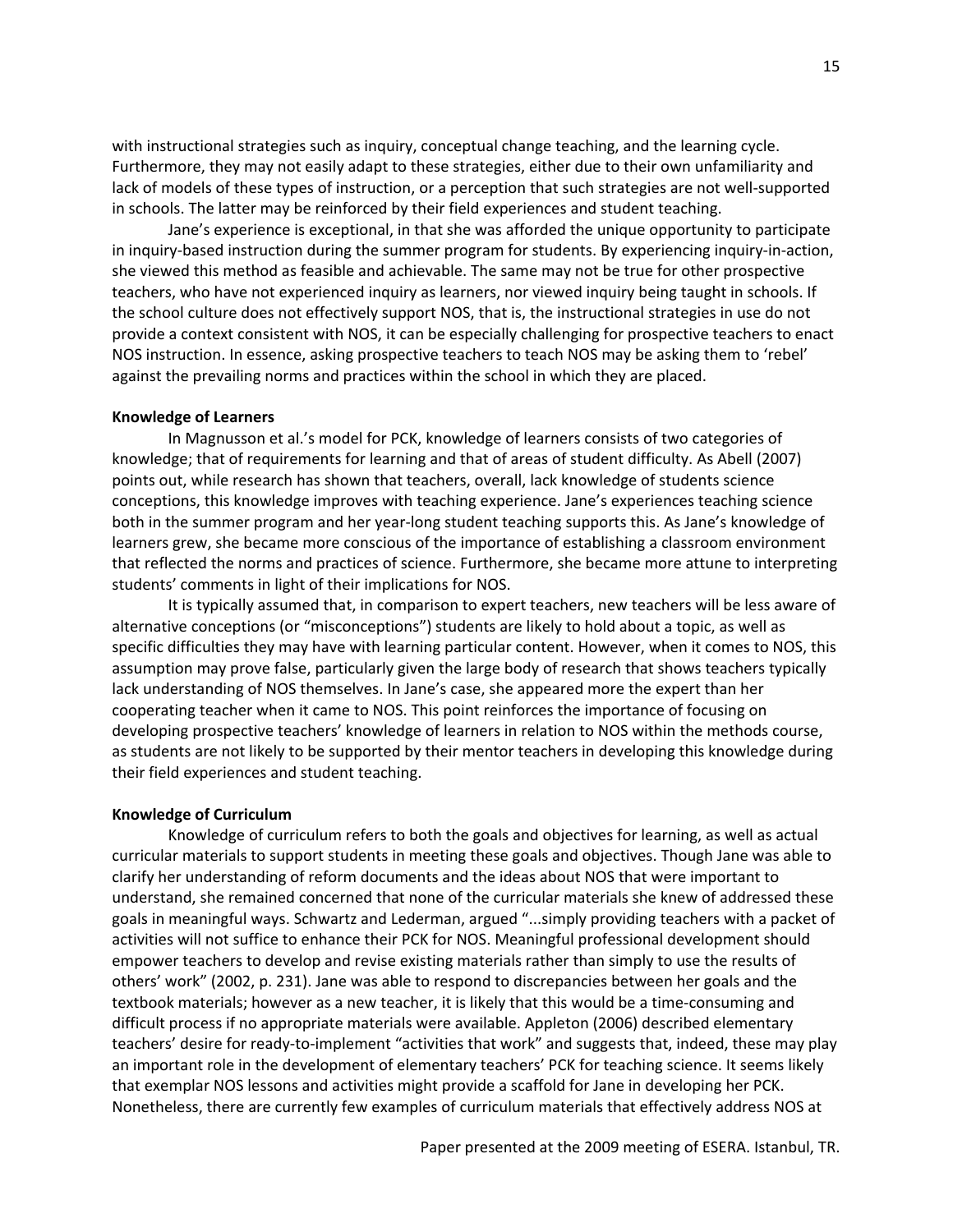with instructional strategies such as inquiry, conceptual change teaching, and the learning cycle. Furthermore, they may not easily adapt to these strategies, either due to their own unfamiliarity and lack of models of these types of instruction, or a perception that such strategies are not well-supported in schools. The latter may be reinforced by their field experiences and student teaching.

Jane's experience is exceptional, in that she was afforded the unique opportunity to participate in inquiry-based instruction during the summer program for students. By experiencing inquiry-in-action, she viewed this method as feasible and achievable. The same may not be true for other prospective teachers, who have not experienced inquiry as learners, nor viewed inquiry being taught in schools. If the school culture does not effectively support NOS, that is, the instructional strategies in use do not provide a context consistent with NOS, it can be especially challenging for prospective teachers to enact NOS instruction. In essence, asking prospective teachers to teach NOS may be asking them to 'rebel' against the prevailing norms and practices within the school in which they are placed.

**Knowledge of Learners**

In Magnusson et al.'s model for PCK, knowledge of learners consists of two categories of knowledge; that of requirements for learning and that of areas of student difficulty. As Abell (2007) points out, while research has shown that teachers, overall, lack knowledge of students science conceptions, this knowledge improves with teaching experience. Jane's experiences teaching science both in the summer program and her year-long student teaching supports this. As Jane's knowledge of learners grew, she became more conscious of the importance of establishing a classroom environment that reflected the norms and practices of science. Furthermore, she became more attune to interpreting students' comments in light of their implications for NOS.

It is typically assumed that, in comparison to expert teachers, new teachers will be less aware of alternative conceptions (or "misconceptions") students are likely to hold about a topic, as well as specific difficulties they may have with learning particular content. However, when it comes to NOS, this assumption may prove false, particularly given the large body of research that shows teachers typically lack understanding of NOS themselves. In Jane's case, she appeared more the expert than her cooperating teacher when it came to NOS. This point reinforces the importance of focusing on developing prospective teachers' knowledge of learners in relation to NOS within the methods course, as students are not likely to be supported by their mentor teachers in developing this knowledge during their field experiences and student teaching.

**Knowledge of Curriculum**

Knowledge of curriculum refers to both the goals and objectives for learning, as well as actual curricular materials to support students in meeting these goals and objectives. Though Jane was able to clarify her understanding of reform documents and the ideas about NOS that were important to understand, she remained concerned that none of the curricular materials she knew of addressed these goals in meaningful ways. Schwartz and Lederman, argued "...simply providing teachers with a packet of activities will not suffice to enhance their PCK for NOS. Meaningful professional development should empower teachers to develop and revise existing materials rather than simply to use the results of others' work" (2002, p. 231). Jane was able to respond to discrepancies between her goals and the textbook materials; however as a new teacher, it is likely that this would be a time-consuming and difficult process if no appropriate materials were available. Appleton (2006) described elementary teachers' desire for ready-to-implement "activities that work" and suggests that, indeed, these may play an important role in the development of elementary teachers' PCK for teaching science. It seems likely that exemplar NOS lessons and activities might provide a scaffold for Jane in developing her PCK. Nonetheless, there are currently few examples of curriculum materials that effectively address NOS at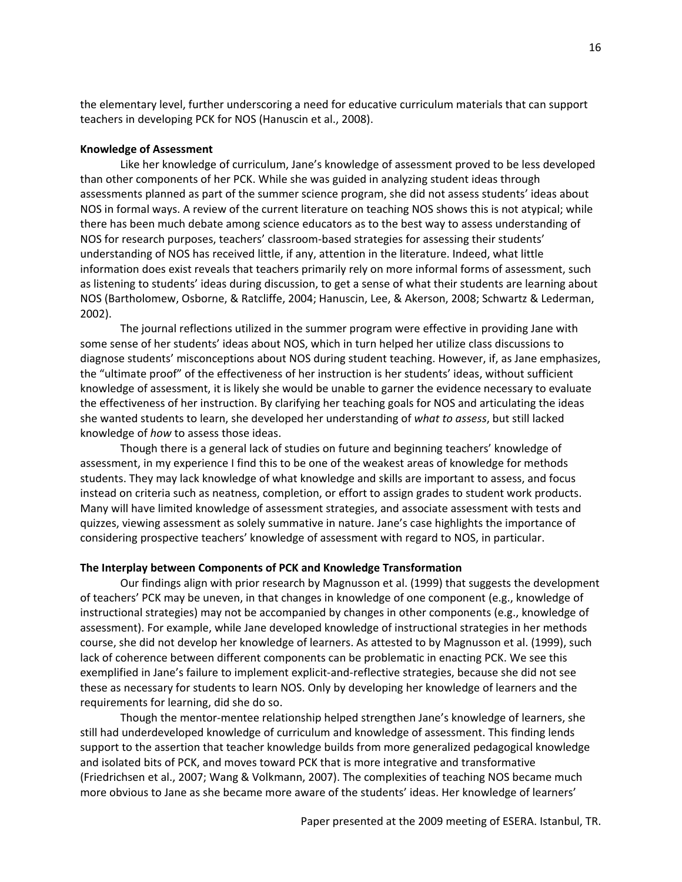the elementary level, further underscoring a need for educative curriculum materials that can support teachers in developing PCK for NOS (Hanuscin et al., 2008).

**Knowledge of Assessment**

Like her knowledge of curriculum, Jane's knowledge of assessment proved to be less developed than other components of her PCK. While she was guided in analyzing student ideas through assessments planned as part of the summer science program, she did not assess students' ideas about NOS in formal ways. A review of the current literature on teaching NOS shows this is not atypical; while there has been much debate among science educators as to the best way to assess understanding of NOS for research purposes, teachers' classroom-based strategies for assessing their students' understanding of NOS has received little, if any, attention in the literature. Indeed, what little information does exist reveals that teachers primarily rely on more informal forms of assessment, such as listening to students' ideas during discussion, to get a sense of what their students are learning about NOS (Bartholomew, Osborne, & Ratcliffe, 2004; Hanuscin, Lee, & Akerson, 2008; Schwartz & Lederman, 2002).

The journal reflections utilized in the summer program were effective in providing Jane with some sense of her students' ideas about NOS, which in turn helped her utilize class discussions to diagnose students' misconceptions about NOS during student teaching. However, if, as Jane emphasizes, the "ultimate proof" of the effectiveness of her instruction is her students' ideas, without sufficient knowledge of assessment, it is likely she would be unable to garner the evidence necessary to evaluate the effectiveness of her instruction. By clarifying her teaching goals for NOS and articulating the ideas she wanted students to learn, she developed her understanding of *what to assess*, but still lacked knowledge of *how* to assess those ideas.

Though there is a general lack of studies on future and beginning teachers' knowledge of assessment, in my experience I find this to be one of the weakest areas of knowledge for methods students. They may lack knowledge of what knowledge and skills are important to assess, and focus instead on criteria such as neatness, completion, or effort to assign grades to student work products. Many will have limited knowledge of assessment strategies, and associate assessment with tests and quizzes, viewing assessment as solely summative in nature. Jane's case highlights the importance of considering prospective teachers' knowledge of assessment with regard to NOS, in particular.

**The Interplay between Components of PCK and Knowledge Transformation**

Our findings align with prior research by Magnusson et al. (1999) that suggests the development of teachers' PCK may be uneven, in that changes in knowledge of one component (e.g., knowledge of instructional strategies) may not be accompanied by changes in other components (e.g., knowledge of assessment). For example, while Jane developed knowledge of instructional strategies in her methods course, she did not develop her knowledge of learners. As attested to by Magnusson et al. (1999), such lack of coherence between different components can be problematic in enacting PCK. We see this exemplified in Jane's failure to implement explicit-and-reflective strategies, because she did not see these as necessary for students to learn NOS. Only by developing her knowledge of learners and the requirements for learning, did she do so.

Though the mentor-mentee relationship helped strengthen Jane's knowledge of learners, she still had underdeveloped knowledge of curriculum and knowledge of assessment. This finding lends support to the assertion that teacher knowledge builds from more generalized pedagogical knowledge and isolated bits of PCK, and moves toward PCK that is more integrative and transformative (Friedrichsen et al., 2007; Wang & Volkmann, 2007). The complexities of teaching NOS became much more obvious to Jane as she became more aware of the students' ideas. Her knowledge of learners'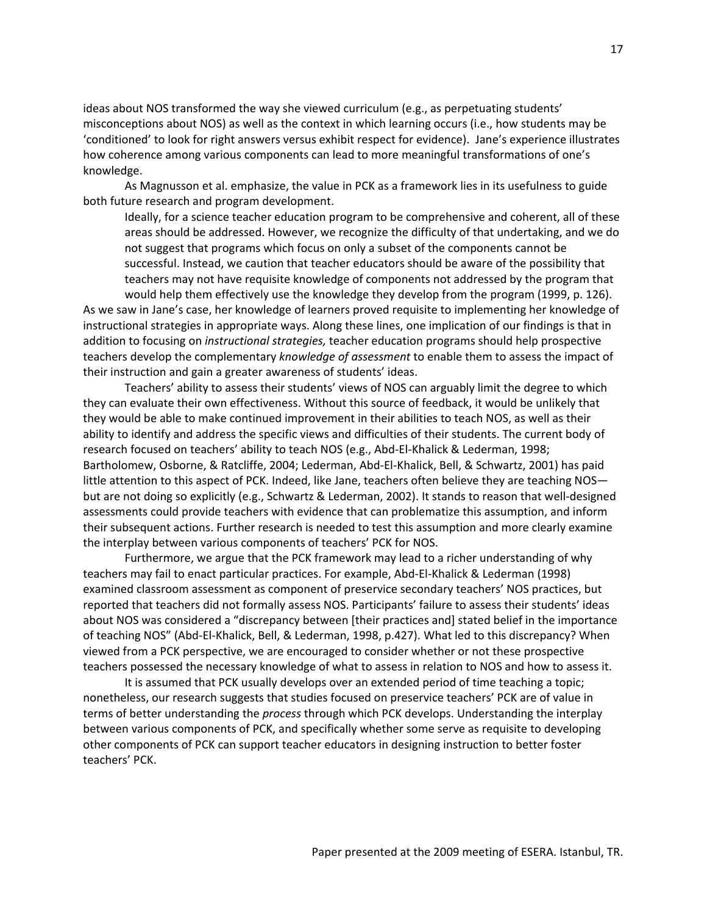ideas about NOS transformed the way she viewed curriculum (e.g., as perpetuating students' misconceptions about NOS) as well as the context in which learning occurs (i.e., how students may be 'conditioned' to look for right answers versus exhibit respect for evidence). Jane's experience illustrates how coherence among various components can lead to more meaningful transformations of one's knowledge.

As Magnusson et al. emphasize, the value in PCK as a framework lies in its usefulness to guide both future research and program development.

> Ideally, for a science teacher education program to be comprehensive and coherent, all of these areas should be addressed. However, we recognize the difficulty of that undertaking, and we do not suggest that programs which focus on only a subset of the components cannot be successful. Instead, we caution that teacher educators should be aware of the possibility that teachers may not have requisite knowledge of components not addressed by the program that would help them effectively use the knowledge they develop from the program (1999, p. 126).

As we saw in Jane's case, her knowledge of learners proved requisite to implementing her knowledge of instructional strategies in appropriate ways. Along these lines, one implication of our findings is that in addition to focusing on *instructional strategies,* teacher education programs should help prospective teachers develop the complementary *knowledge of assessment* to enable them to assess the impact of their instruction and gain a greater awareness of students' ideas.

Teachers' ability to assess their students' views of NOS can arguably limit the degree to which they can evaluate their own effectiveness. Without this source of feedback, it would be unlikely that they would be able to make continued improvement in their abilities to teach NOS, as well as their ability to identify and address the specific views and difficulties of their students. The current body of research focused on teachers' ability to teach NOS (e.g., Abd-El-Khalick & Lederman, 1998; Bartholomew, Osborne, & Ratcliffe, 2004; Lederman, Abd-El-Khalick, Bell, & Schwartz, 2001) has paid little attention to this aspect of PCK. Indeed, like Jane, teachers often believe they are teaching NOS—but are not doing so explicitly (e.g., Schwartz & Lederman, 2002). It stands to reason that well-designed assessments could provide teachers with evidence that can problematize this assumption, and inform their subsequent actions. Further research is needed to test this assumption and more clearly examine the interplay between various components of teachers' PCK for NOS.

Furthermore, we argue that the PCK framework may lead to a richer understanding of why teachers may fail to enact particular practices. For example, Abd-El-Khalick & Lederman (1998) examined classroom assessment as component of preservice secondary teachers' NOS practices, but reported that teachers did not formally assess NOS. Participants' failure to assess their students' ideas about NOS was considered a "discrepancy between [their practices and] stated belief in the importance of teaching NOS" (Abd-El-Khalick, Bell, & Lederman, 1998, p.427). What led to this discrepancy? When viewed from a PCK perspective, we are encouraged to consider whether or not these prospective teachers possessed the necessary knowledge of what to assess in relation to NOS and how to assess it.

It is assumed that PCK usually develops over an extended period of time teaching a topic; nonetheless, our research suggests that studies focused on preservice teachers' PCK are of value in terms of better understanding the *process* through which PCK develops. Understanding the interplay between various components of PCK, and specifically whether some serve as requisite to developing other components of PCK can support teacher educators in designing instruction to better foster teachers' PCK.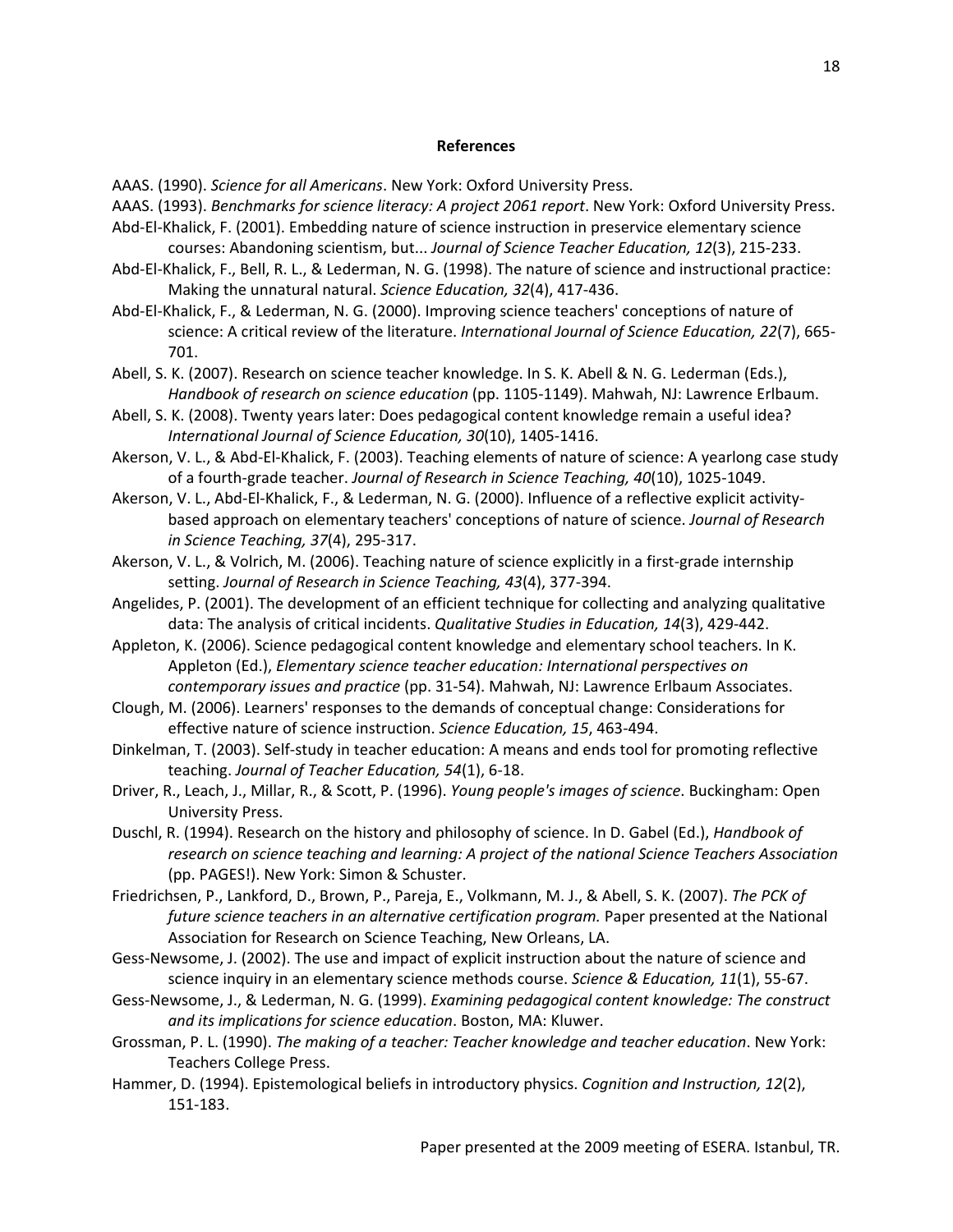## References

AAAS. (1990). *Science for all Americans*. New York: Oxford University Press.

AAAS. (1993). *Benchmarks for science literacy: A project 2061 report*. New York: Oxford University Press.

Abd-El-Khalick, F. (2001). Embedding nature of science instruction in preservice elementary science courses: Abandoning scientism, but... *Journal of Science Teacher Education, 12*(3), 215-233.

Abd-El-Khalick, F., Bell, R. L., & Lederman, N. G. (1998). The nature of science and instructional practice: Making the unnatural natural. *Science Education, 32*(4), 417-436.

Abd-El-Khalick, F., & Lederman, N. G. (2000). Improving science teachers' conceptions of nature of science: A critical review of the literature. *International Journal of Science Education, 22*(7), 665-701.

Abell, S. K. (2007). Research on science teacher knowledge. In S. K. Abell & N. G. Lederman (Eds.), *Handbook of research on science education* (pp. 1105-1149). Mahwah, NJ: Lawrence Erlbaum.

Abell, S. K. (2008). Twenty years later: Does pedagogical content knowledge remain a useful idea? *International Journal of Science Education, 30*(10), 1405-1416.

Akerson, V. L., & Abd-El-Khalick, F. (2003). Teaching elements of nature of science: A yearlong case study of a fourth-grade teacher. *Journal of Research in Science Teaching, 40*(10), 1025-1049.

Akerson, V. L., Abd-El-Khalick, F., & Lederman, N. G. (2000). Influence of a reflective explicit activity-based approach on elementary teachers' conceptions of nature of science. *Journal of Research in Science Teaching, 37*(4), 295-317.

Akerson, V. L., & Volrich, M. (2006). Teaching nature of science explicitly in a first-grade internship setting. *Journal of Research in Science Teaching, 43*(4), 377-394.

Angelides, P. (2001). The development of an efficient technique for collecting and analyzing qualitative data: The analysis of critical incidents. *Qualitative Studies in Education, 14*(3), 429-442.

Appleton, K. (2006). Science pedagogical content knowledge and elementary school teachers. In K. Appleton (Ed.), *Elementary science teacher education: International perspectives on contemporary issues and practice* (pp. 31-54). Mahwah, NJ: Lawrence Erlbaum Associates.

Clough, M. (2006). Learners' responses to the demands of conceptual change: Considerations for effective nature of science instruction. *Science Education, 15*, 463-494.

Dinkelman, T. (2003). Self-study in teacher education: A means and ends tool for promoting reflective teaching. *Journal of Teacher Education, 54*(1), 6-18.

Driver, R., Leach, J., Millar, R., & Scott, P. (1996). *Young people's images of science*. Buckingham: Open University Press.

Duschl, R. (1994). Research on the history and philosophy of science. In D. Gabel (Ed.), *Handbook of research on science teaching and learning: A project of the national Science Teachers Association* (pp. PAGES!). New York: Simon & Schuster.

Friedrichsen, P., Lankford, D., Brown, P., Pareja, E., Volkmann, M. J., & Abell, S. K. (2007). *The PCK of future science teachers in an alternative certification program.* Paper presented at the National Association for Research on Science Teaching, New Orleans, LA.

Gess-Newsome, J. (2002). The use and impact of explicit instruction about the nature of science and science inquiry in an elementary science methods course. *Science & Education, 11*(1), 55-67.

Gess-Newsome, J., & Lederman, N. G. (1999). *Examining pedagogical content knowledge: The construct and its implications for science education*. Boston, MA: Kluwer.

Grossman, P. L. (1990). *The making of a teacher: Teacher knowledge and teacher education*. New York: Teachers College Press.

Hammer, D. (1994). Epistemological beliefs in introductory physics. *Cognition and Instruction, 12*(2), 151-183.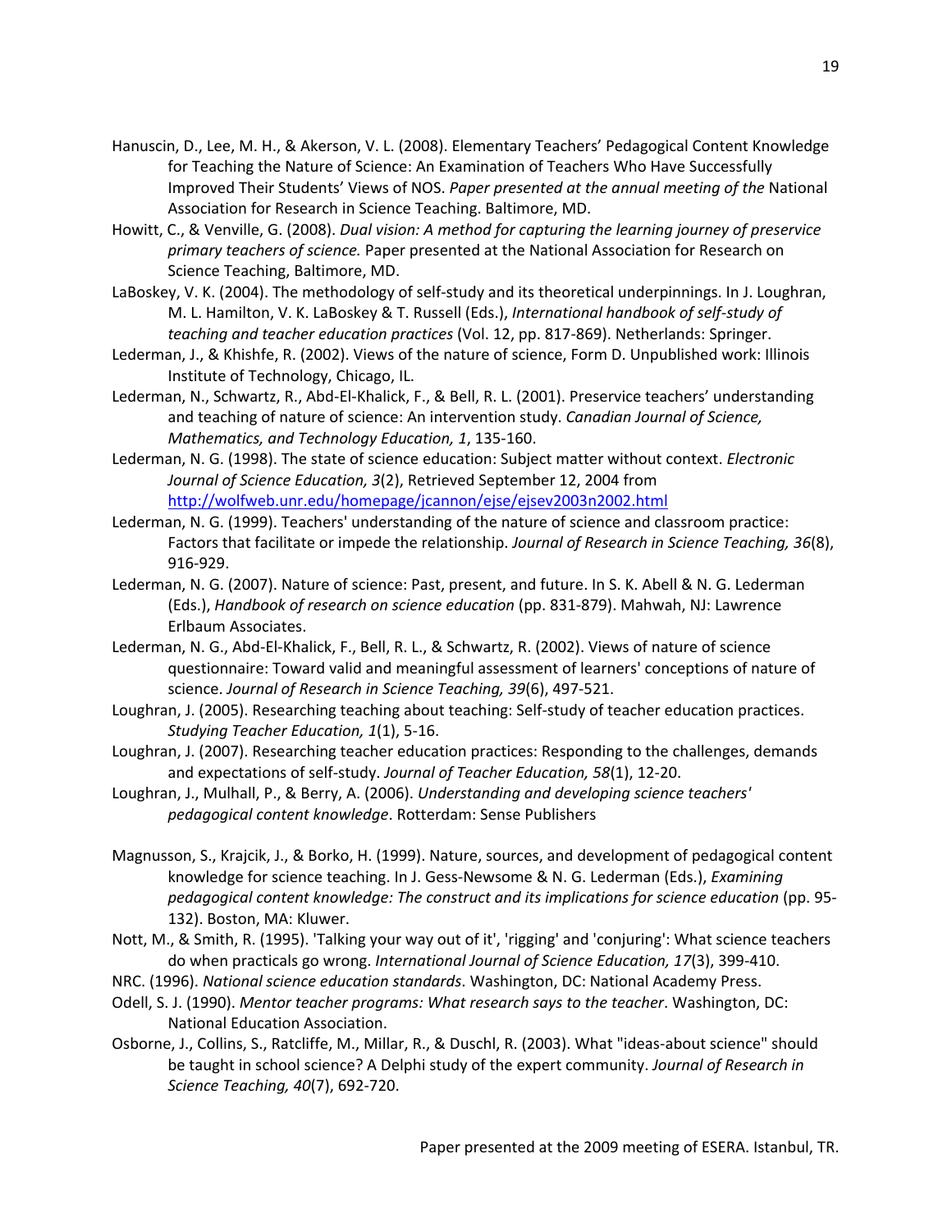Hanuscin, D., Lee, M. H., & Akerson, V. L. (2008). Elementary Teachers' Pedagogical Content Knowledge for Teaching the Nature of Science: An Examination of Teachers Who Have Successfully Improved Their Students' Views of NOS. *Paper presented at the annual meeting of the* National Association for Research in Science Teaching. Baltimore, MD.

Howitt, C., & Venville, G. (2008). *Dual vision: A method for capturing the learning journey of preservice primary teachers of science.* Paper presented at the National Association for Research on Science Teaching, Baltimore, MD.

LaBoskey, V. K. (2004). The methodology of self-study and its theoretical underpinnings. In J. Loughran, M. L. Hamilton, V. K. LaBoskey & T. Russell (Eds.), *International handbook of self-study of teaching and teacher education practices* (Vol. 12, pp. 817-869). Netherlands: Springer.

Lederman, J., & Khishfe, R. (2002). Views of the nature of science, Form D. Unpublished work: Illinois Institute of Technology, Chicago, IL.

Lederman, N., Schwartz, R., Abd-El-Khalick, F., & Bell, R. L. (2001). Preservice teachers' understanding and teaching of nature of science: An intervention study. *Canadian Journal of Science, Mathematics, and Technology Education, 1*, 135-160.

Lederman, N. G. (1998). The state of science education: Subject matter without context. *Electronic Journal of Science Education, 3*(2), Retrieved September 12, 2004 from http://wolfweb.unr.edu/homepage/jcannon/ejse/ejsev2003n2002.html

Lederman, N. G. (1999). Teachers' understanding of the nature of science and classroom practice: Factors that facilitate or impede the relationship. *Journal of Research in Science Teaching, 36*(8), 916-929.

Lederman, N. G. (2007). Nature of science: Past, present, and future. In S. K. Abell & N. G. Lederman (Eds.), *Handbook of research on science education* (pp. 831-879). Mahwah, NJ: Lawrence Erlbaum Associates.

Lederman, N. G., Abd-El-Khalick, F., Bell, R. L., & Schwartz, R. (2002). Views of nature of science questionnaire: Toward valid and meaningful assessment of learners' conceptions of nature of science. *Journal of Research in Science Teaching, 39*(6), 497-521.

Loughran, J. (2005). Researching teaching about teaching: Self-study of teacher education practices. *Studying Teacher Education, 1*(1), 5-16.

Loughran, J. (2007). Researching teacher education practices: Responding to the challenges, demands and expectations of self-study. *Journal of Teacher Education, 58*(1), 12-20.

Loughran, J., Mulhall, P., & Berry, A. (2006). *Understanding and developing science teachers' pedagogical content knowledge*. Rotterdam: Sense Publishers

Magnusson, S., Krajcik, J., & Borko, H. (1999). Nature, sources, and development of pedagogical content knowledge for science teaching. In J. Gess-Newsome & N. G. Lederman (Eds.), *Examining pedagogical content knowledge: The construct and its implications for science education* (pp. 95-132). Boston, MA: Kluwer.

Nott, M., & Smith, R. (1995). 'Talking your way out of it', 'rigging' and 'conjuring': What science teachers do when practicals go wrong. *International Journal of Science Education, 17*(3), 399-410.

NRC. (1996). *National science education standards*. Washington, DC: National Academy Press.

Odell, S. J. (1990). *Mentor teacher programs: What research says to the teacher*. Washington, DC: National Education Association.

Osborne, J., Collins, S., Ratcliffe, M., Millar, R., & Duschl, R. (2003). What "ideas-about science" should be taught in school science? A Delphi study of the expert community. *Journal of Research in Science Teaching, 40*(7), 692-720.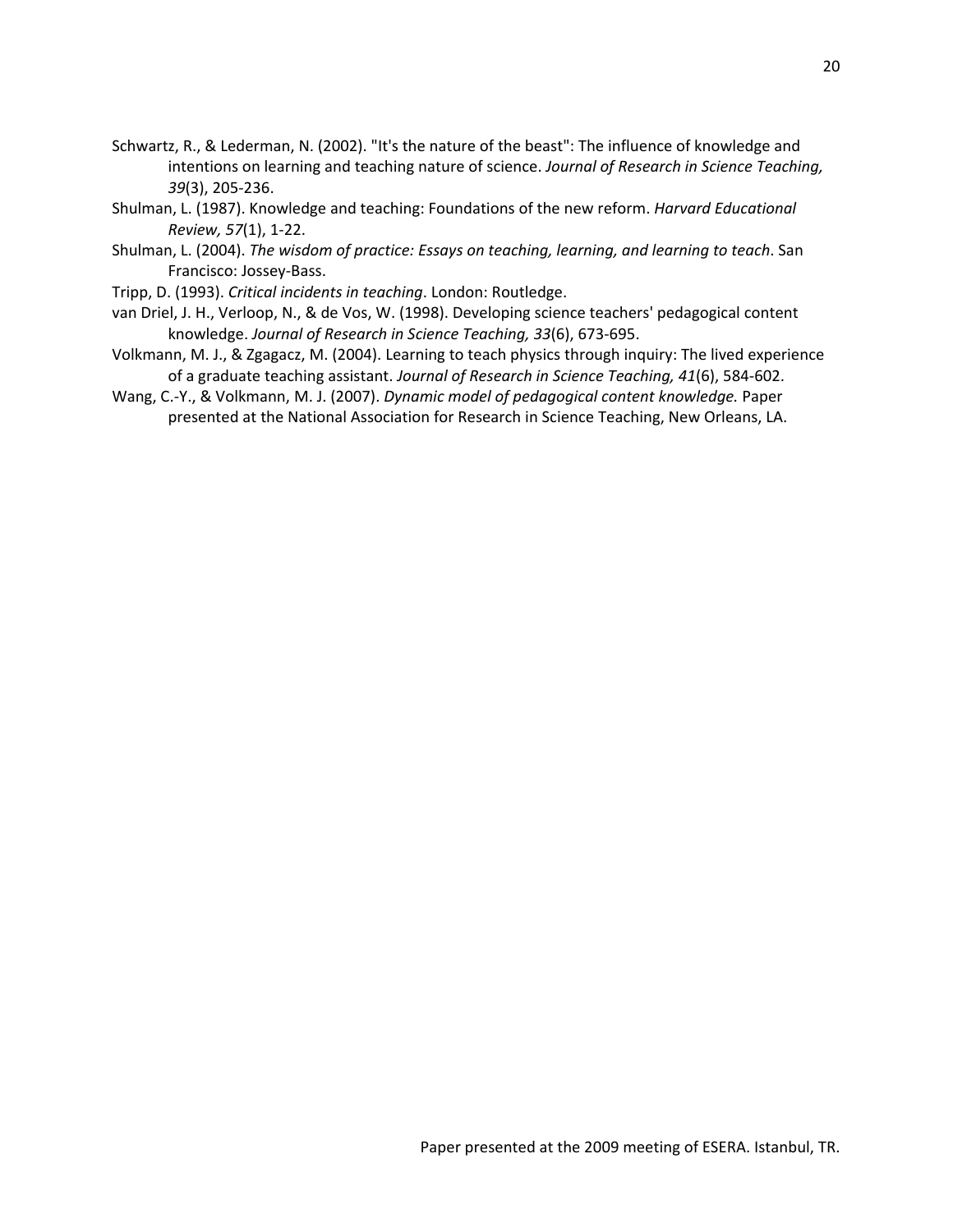Schwartz, R., & Lederman, N. (2002). "It's the nature of the beast": The influence of knowledge and intentions on learning and teaching nature of science. *Journal of Research in Science Teaching, 39*(3), 205-236.

Shulman, L. (1987). Knowledge and teaching: Foundations of the new reform. *Harvard Educational Review, 57*(1), 1-22.

Shulman, L. (2004). *The wisdom of practice: Essays on teaching, learning, and learning to teach*. San Francisco: Jossey-Bass.

Tripp, D. (1993). *Critical incidents in teaching*. London: Routledge.

van Driel, J. H., Verloop, N., & de Vos, W. (1998). Developing science teachers' pedagogical content knowledge. *Journal of Research in Science Teaching, 33*(6), 673-695.

Volkmann, M. J., & Zgagacz, M. (2004). Learning to teach physics through inquiry: The lived experience of a graduate teaching assistant. *Journal of Research in Science Teaching, 41*(6), 584-602.

Wang, C.-Y., & Volkmann, M. J. (2007). *Dynamic model of pedagogical content knowledge.* Paper presented at the National Association for Research in Science Teaching, New Orleans, LA.